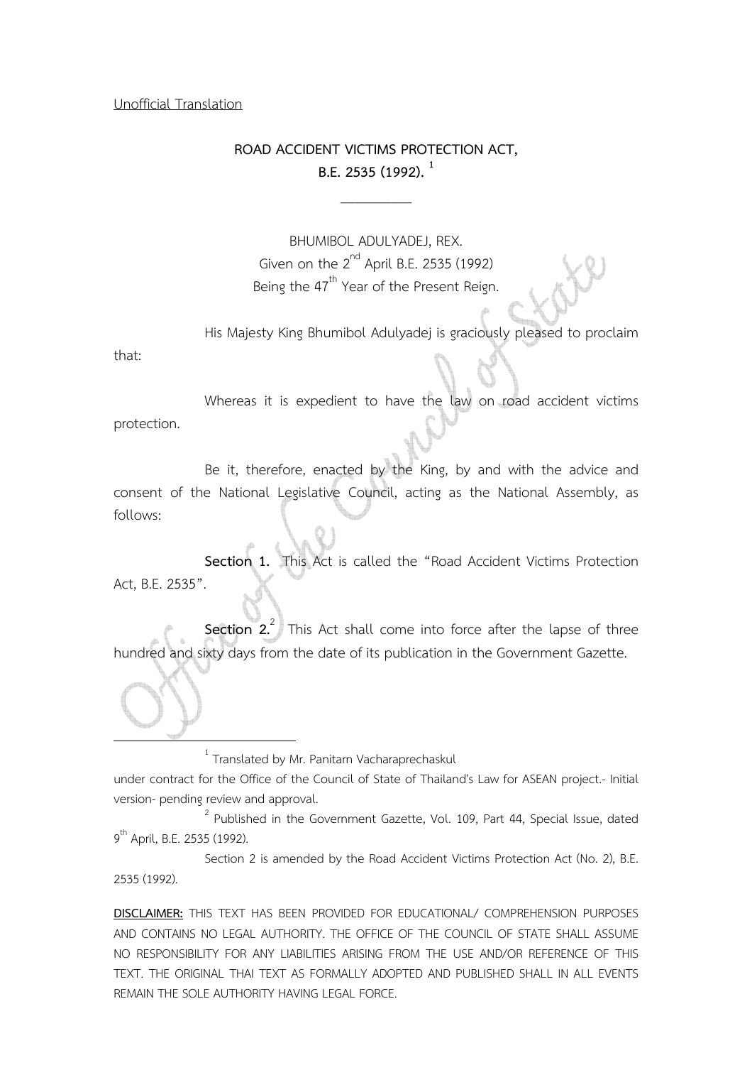Unofficial Translation

# ROAD ACCIDENT VICTIMS PROTECTION ACT, B.E. 2535 (1992).[1]

---

BHUMIBOL ADULYADEJ, REX.
Given on the 2nd April B.E. 2535 (1992)
Being the 47th Year of the Present Reign.

His Majesty King Bhumibol Adulyadej is graciously pleased to proclaim that:

Whereas it is expedient to have the law on road accident victims protection.

Be it, therefore, enacted by the King, by and with the advice and consent of the National Legislative Council, acting as the National Assembly, as follows:

**Section 1.** This Act is called the "Road Accident Victims Protection Act, B.E. 2535".

**Section 2.**[2] This Act shall come into force after the lapse of three hundred and sixty days from the date of its publication in the Government Gazette.

---

[1] Translated by Mr. Panitarn Vacharaprechaskul under contract for the Office of the Council of State of Thailand's Law for ASEAN project.- Initial version- pending review and approval.

[2] Published in the Government Gazette, Vol. 109, Part 44, Special Issue, dated 9th April, B.E. 2535 (1992).

Section 2 is amended by the Road Accident Victims Protection Act (No. 2), B.E. 2535 (1992).

**DISCLAIMER:** THIS TEXT HAS BEEN PROVIDED FOR EDUCATIONAL/ COMPREHENSION PURPOSES AND CONTAINS NO LEGAL AUTHORITY. THE OFFICE OF THE COUNCIL OF STATE SHALL ASSUME NO RESPONSIBILITY FOR ANY LIABILITIES ARISING FROM THE USE AND/OR REFERENCE OF THIS TEXT. THE ORIGINAL THAI TEXT AS FORMALLY ADOPTED AND PUBLISHED SHALL IN ALL EVENTS REMAIN THE SOLE AUTHORITY HAVING LEGAL FORCE.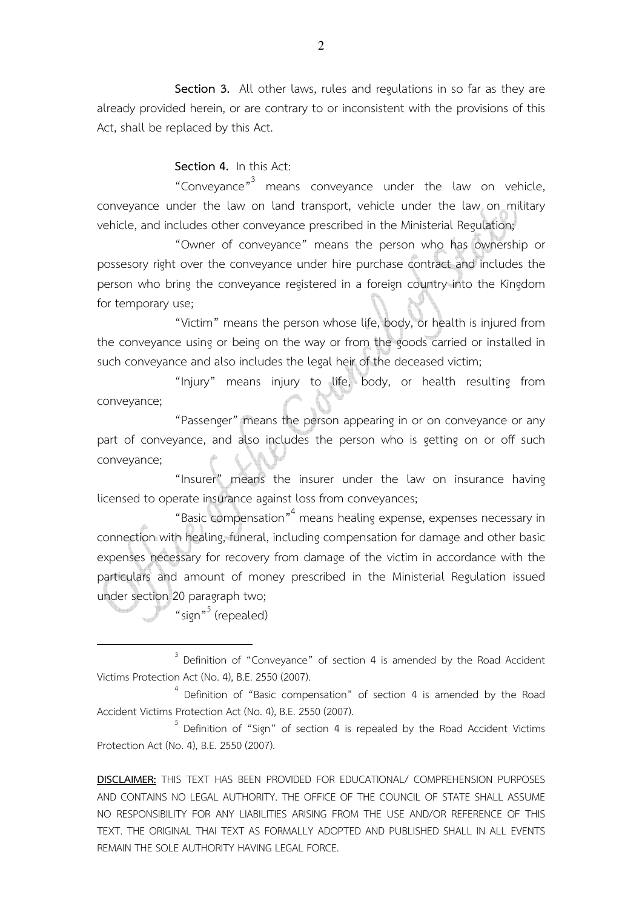**Section 3.** All other laws, rules and regulations in so far as they are already provided herein, or are contrary to or inconsistent with the provisions of this Act, shall be replaced by this Act.

**Section 4.** In this Act:

"Conveyance"[3] means conveyance under the law on vehicle, conveyance under the law on land transport, vehicle under the law on military vehicle, and includes other conveyance prescribed in the Ministerial Regulation;

"Owner of conveyance" means the person who has ownership or possesory right over the conveyance under hire purchase contract and includes the person who bring the conveyance registered in a foreign country into the Kingdom for temporary use;

"Victim" means the person whose life, body, or health is injured from the conveyance using or being on the way or from the goods carried or installed in such conveyance and also includes the legal heir of the deceased victim;

"Injury" means injury to life, body, or health resulting from conveyance;

"Passenger" means the person appearing in or on conveyance or any part of conveyance, and also includes the person who is getting on or off such conveyance;

"Insurer" means the insurer under the law on insurance having licensed to operate insurance against loss from conveyances;

"Basic compensation"[4] means healing expense, expenses necessary in connection with healing, funeral, including compensation for damage and other basic expenses necessary for recovery from damage of the victim in accordance with the particulars and amount of money prescribed in the Ministerial Regulation issued under section 20 paragraph two;

"sign"[5] (repealed)

---

[3] Definition of "Conveyance" of section 4 is amended by the Road Accident Victims Protection Act (No. 4), B.E. 2550 (2007).

[4] Definition of "Basic compensation" of section 4 is amended by the Road Accident Victims Protection Act (No. 4), B.E. 2550 (2007).

[5] Definition of "Sign" of section 4 is repealed by the Road Accident Victims Protection Act (No. 4), B.E. 2550 (2007).

**DISCLAIMER:** THIS TEXT HAS BEEN PROVIDED FOR EDUCATIONAL/ COMPREHENSION PURPOSES AND CONTAINS NO LEGAL AUTHORITY. THE OFFICE OF THE COUNCIL OF STATE SHALL ASSUME NO RESPONSIBILITY FOR ANY LIABILITIES ARISING FROM THE USE AND/OR REFERENCE OF THIS TEXT. THE ORIGINAL THAI TEXT AS FORMALLY ADOPTED AND PUBLISHED SHALL IN ALL EVENTS REMAIN THE SOLE AUTHORITY HAVING LEGAL FORCE.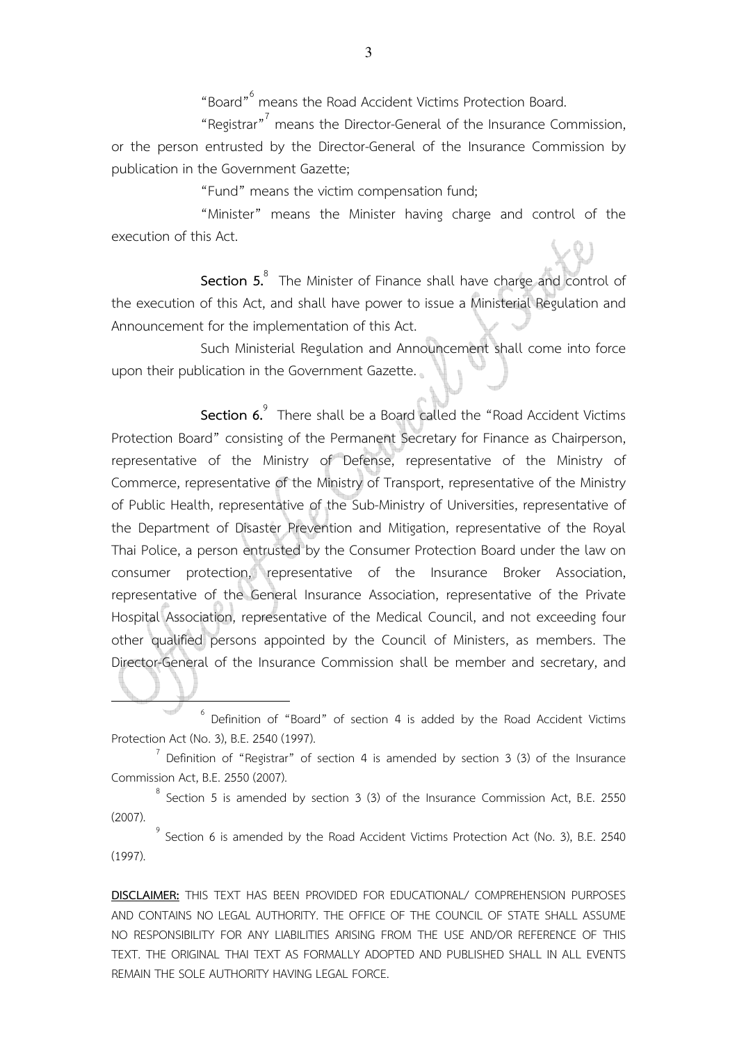"Board"[6] means the Road Accident Victims Protection Board.

"Registrar"[7] means the Director-General of the Insurance Commission, or the person entrusted by the Director-General of the Insurance Commission by publication in the Government Gazette;

"Fund" means the victim compensation fund;

"Minister" means the Minister having charge and control of the execution of this Act.

**Section 5.**[8] The Minister of Finance shall have charge and control of the execution of this Act, and shall have power to issue a Ministerial Regulation and Announcement for the implementation of this Act.

Such Ministerial Regulation and Announcement shall come into force upon their publication in the Government Gazette.

**Section 6.**[9] There shall be a Board called the "Road Accident Victims Protection Board" consisting of the Permanent Secretary for Finance as Chairperson, representative of the Ministry of Defense, representative of the Ministry of Commerce, representative of the Ministry of Transport, representative of the Ministry of Public Health, representative of the Sub-Ministry of Universities, representative of the Department of Disaster Prevention and Mitigation, representative of the Royal Thai Police, a person entrusted by the Consumer Protection Board under the law on consumer protection, representative of the Insurance Broker Association, representative of the General Insurance Association, representative of the Private Hospital Association, representative of the Medical Council, and not exceeding four other qualified persons appointed by the Council of Ministers, as members. The Director-General of the Insurance Commission shall be member and secretary, and

---

[6] Definition of "Board" of section 4 is added by the Road Accident Victims Protection Act (No. 3), B.E. 2540 (1997).

[7] Definition of "Registrar" of section 4 is amended by section 3 (3) of the Insurance Commission Act, B.E. 2550 (2007).

[8] Section 5 is amended by section 3 (3) of the Insurance Commission Act, B.E. 2550 (2007).

[9] Section 6 is amended by the Road Accident Victims Protection Act (No. 3), B.E. 2540 (1997).

**DISCLAIMER:** THIS TEXT HAS BEEN PROVIDED FOR EDUCATIONAL/ COMPREHENSION PURPOSES AND CONTAINS NO LEGAL AUTHORITY. THE OFFICE OF THE COUNCIL OF STATE SHALL ASSUME NO RESPONSIBILITY FOR ANY LIABILITIES ARISING FROM THE USE AND/OR REFERENCE OF THIS TEXT. THE ORIGINAL THAI TEXT AS FORMALLY ADOPTED AND PUBLISHED SHALL IN ALL EVENTS REMAIN THE SOLE AUTHORITY HAVING LEGAL FORCE.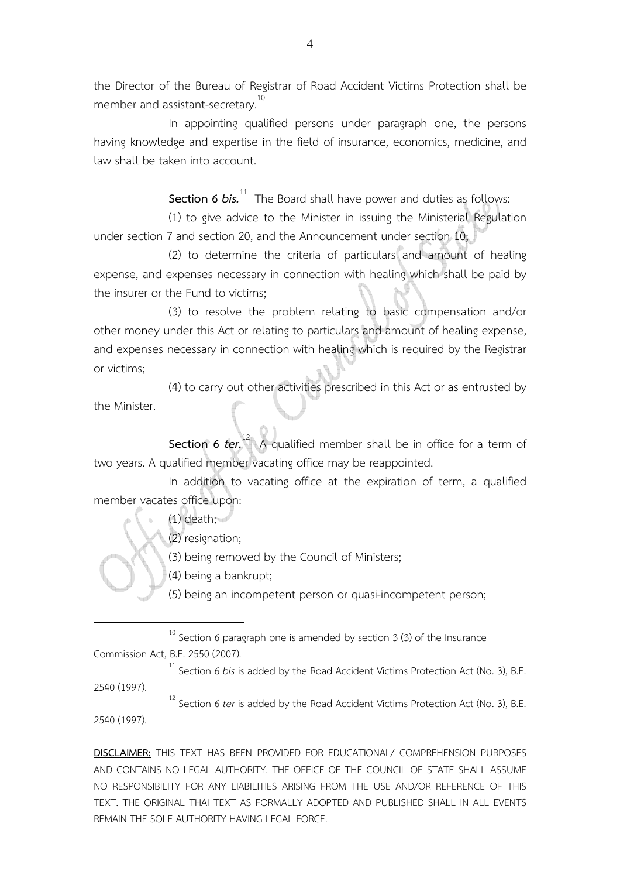the Director of the Bureau of Registrar of Road Accident Victims Protection shall be member and assistant-secretary.[10]

In appointing qualified persons under paragraph one, the persons having knowledge and expertise in the field of insurance, economics, medicine, and law shall be taken into account.

**Section 6 *bis.***[11] The Board shall have power and duties as follows:

(1) to give advice to the Minister in issuing the Ministerial Regulation under section 7 and section 20, and the Announcement under section 10;

(2) to determine the criteria of particulars and amount of healing expense, and expenses necessary in connection with healing which shall be paid by the insurer or the Fund to victims;

(3) to resolve the problem relating to basic compensation and/or other money under this Act or relating to particulars and amount of healing expense, and expenses necessary in connection with healing which is required by the Registrar or victims;

(4) to carry out other activities prescribed in this Act or as entrusted by the Minister.

**Section 6 *ter.***[12] A qualified member shall be in office for a term of two years. A qualified member vacating office may be reappointed.

In addition to vacating office at the expiration of term, a qualified member vacates office upon:

(1) death;

(2) resignation;

(3) being removed by the Council of Ministers;

(4) being a bankrupt;

(5) being an incompetent person or quasi-incompetent person;

---

[10] Section 6 paragraph one is amended by section 3 (3) of the Insurance Commission Act, B.E. 2550 (2007).

[11] Section 6 *bis* is added by the Road Accident Victims Protection Act (No. 3), B.E. 2540 (1997).

[12] Section 6 *ter* is added by the Road Accident Victims Protection Act (No. 3), B.E. 2540 (1997).

**DISCLAIMER:** THIS TEXT HAS BEEN PROVIDED FOR EDUCATIONAL/ COMPREHENSION PURPOSES AND CONTAINS NO LEGAL AUTHORITY. THE OFFICE OF THE COUNCIL OF STATE SHALL ASSUME NO RESPONSIBILITY FOR ANY LIABILITIES ARISING FROM THE USE AND/OR REFERENCE OF THIS TEXT. THE ORIGINAL THAI TEXT AS FORMALLY ADOPTED AND PUBLISHED SHALL IN ALL EVENTS REMAIN THE SOLE AUTHORITY HAVING LEGAL FORCE.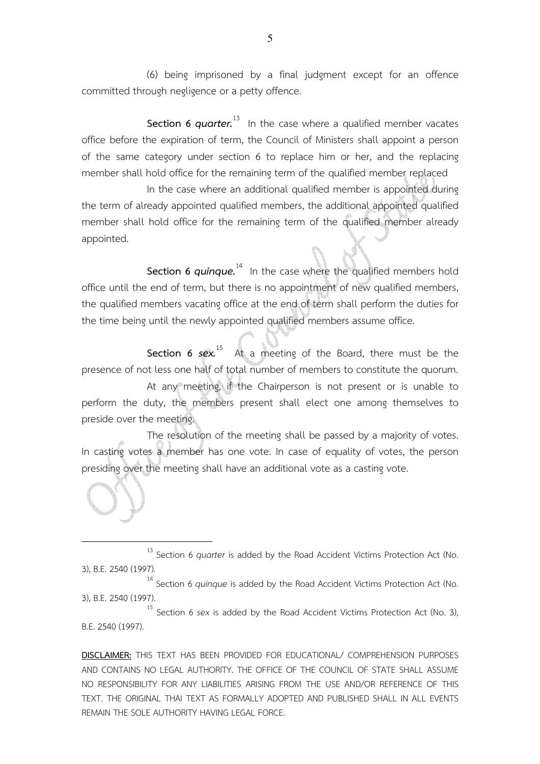(6) being imprisoned by a final judgment except for an offence committed through negligence or a petty offence.

**Section 6 *quarter.***[13] In the case where a qualified member vacates office before the expiration of term, the Council of Ministers shall appoint a person of the same category under section 6 to replace him or her, and the replacing member shall hold office for the remaining term of the qualified member replaced

In the case where an additional qualified member is appointed during the term of already appointed qualified members, the additional appointed qualified member shall hold office for the remaining term of the qualified member already appointed.

**Section 6 *quinque.***[14] In the case where the qualified members hold office until the end of term, but there is no appointment of new qualified members, the qualified members vacating office at the end of term shall perform the duties for the time being until the newly appointed qualified members assume office.

**Section 6 *sex.***[15] At a meeting of the Board, there must be the presence of not less one half of total number of members to constitute the quorum.

At any meeting, if the Chairperson is not present or is unable to perform the duty, the members present shall elect one among themselves to preside over the meeting.

The resolution of the meeting shall be passed by a majority of votes. In casting votes a member has one vote. In case of equality of votes, the person presiding over the meeting shall have an additional vote as a casting vote.

---

[13] Section 6 *quarter* is added by the Road Accident Victims Protection Act (No. 3), B.E. 2540 (1997).

[14] Section 6 *quinque* is added by the Road Accident Victims Protection Act (No. 3), B.E. 2540 (1997).

[15] Section 6 *sex* is added by the Road Accident Victims Protection Act (No. 3), B.E. 2540 (1997).

**DISCLAIMER:** THIS TEXT HAS BEEN PROVIDED FOR EDUCATIONAL/ COMPREHENSION PURPOSES AND CONTAINS NO LEGAL AUTHORITY. THE OFFICE OF THE COUNCIL OF STATE SHALL ASSUME NO RESPONSIBILITY FOR ANY LIABILITIES ARISING FROM THE USE AND/OR REFERENCE OF THIS TEXT. THE ORIGINAL THAI TEXT AS FORMALLY ADOPTED AND PUBLISHED SHALL IN ALL EVENTS REMAIN THE SOLE AUTHORITY HAVING LEGAL FORCE.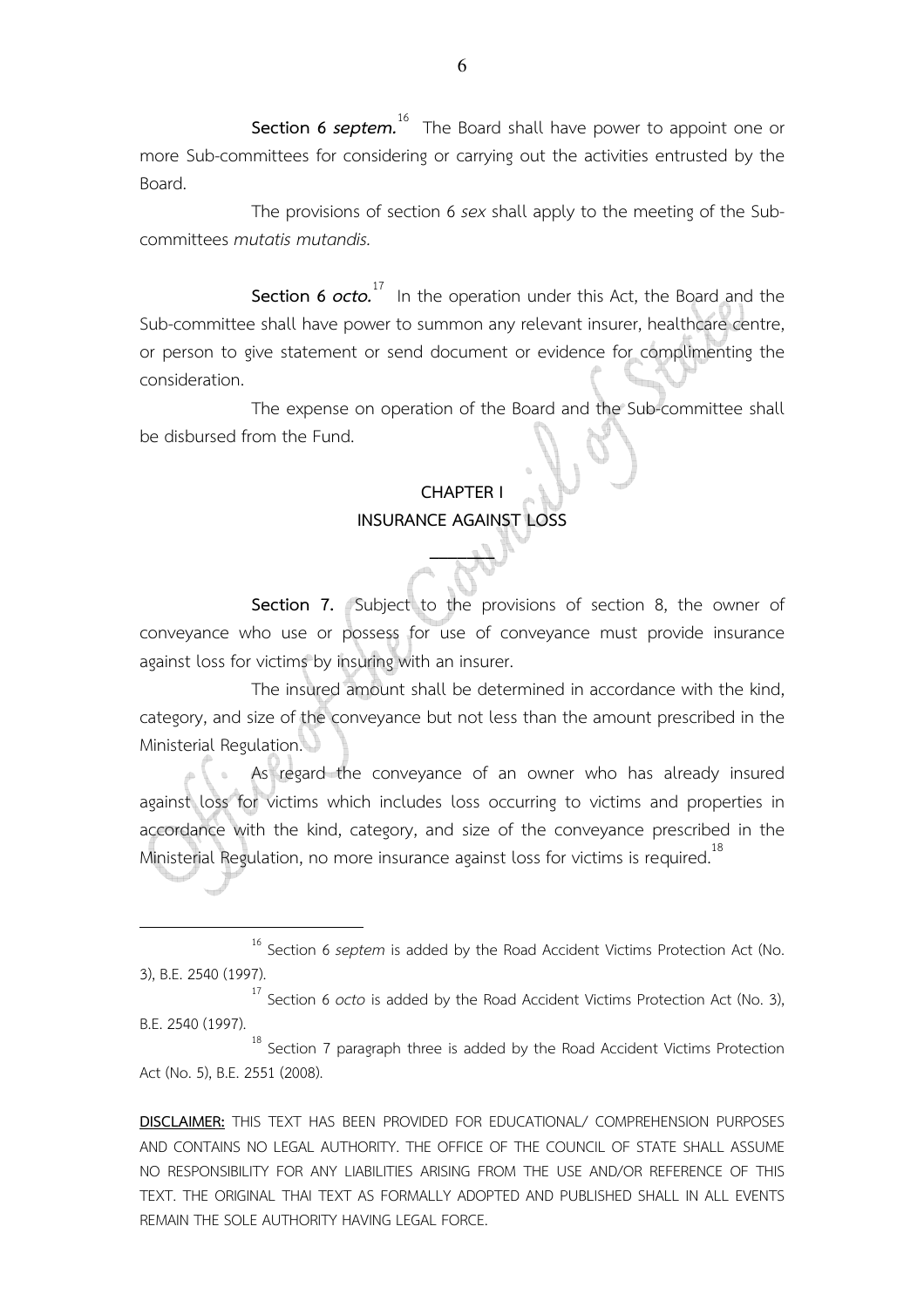**Section 6 *septem.***[16] The Board shall have power to appoint one or more Sub-committees for considering or carrying out the activities entrusted by the Board.

The provisions of section 6 *sex* shall apply to the meeting of the Sub-committees *mutatis mutandis.*

**Section 6 *octo.***[17] In the operation under this Act, the Board and the Sub-committee shall have power to summon any relevant insurer, healthcare centre, or person to give statement or send document or evidence for complimenting the consideration.

The expense on operation of the Board and the Sub-committee shall be disbursed from the Fund.

## CHAPTER I
## INSURANCE AGAINST LOSS

---

**Section 7.** Subject to the provisions of section 8, the owner of conveyance who use or possess for use of conveyance must provide insurance against loss for victims by insuring with an insurer.

The insured amount shall be determined in accordance with the kind, category, and size of the conveyance but not less than the amount prescribed in the Ministerial Regulation.

As regard the conveyance of an owner who has already insured against loss for victims which includes loss occurring to victims and properties in accordance with the kind, category, and size of the conveyance prescribed in the Ministerial Regulation, no more insurance against loss for victims is required.[18]

---

[16] Section 6 *septem* is added by the Road Accident Victims Protection Act (No. 3), B.E. 2540 (1997).

[17] Section 6 *octo* is added by the Road Accident Victims Protection Act (No. 3), B.E. 2540 (1997).

[18] Section 7 paragraph three is added by the Road Accident Victims Protection Act (No. 5), B.E. 2551 (2008).

**DISCLAIMER:** THIS TEXT HAS BEEN PROVIDED FOR EDUCATIONAL/ COMPREHENSION PURPOSES AND CONTAINS NO LEGAL AUTHORITY. THE OFFICE OF THE COUNCIL OF STATE SHALL ASSUME NO RESPONSIBILITY FOR ANY LIABILITIES ARISING FROM THE USE AND/OR REFERENCE OF THIS TEXT. THE ORIGINAL THAI TEXT AS FORMALLY ADOPTED AND PUBLISHED SHALL IN ALL EVENTS REMAIN THE SOLE AUTHORITY HAVING LEGAL FORCE.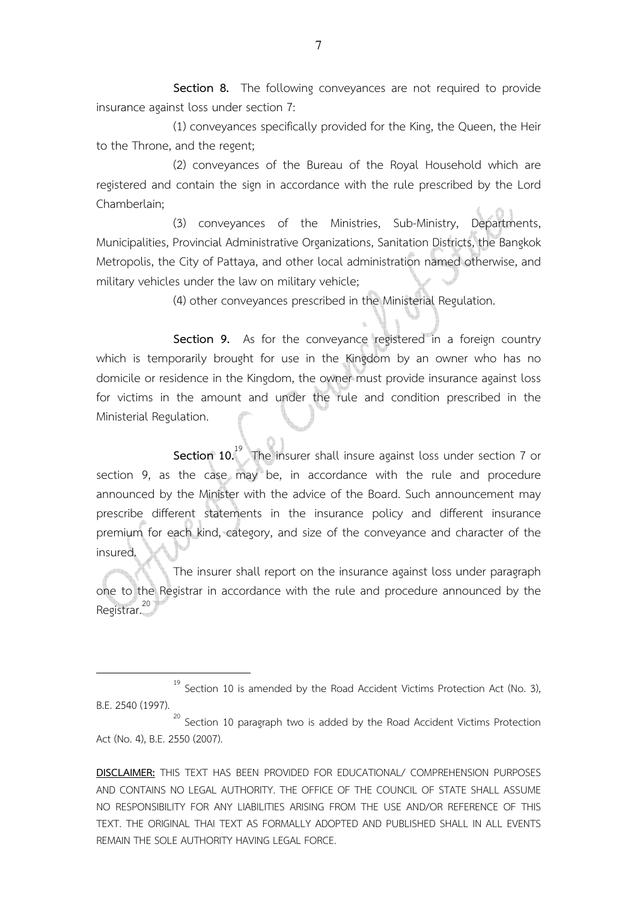**Section 8.** The following conveyances are not required to provide insurance against loss under section 7:

(1) conveyances specifically provided for the King, the Queen, the Heir to the Throne, and the regent;

(2) conveyances of the Bureau of the Royal Household which are registered and contain the sign in accordance with the rule prescribed by the Lord Chamberlain;

(3) conveyances of the Ministries, Sub-Ministry, Departments, Municipalities, Provincial Administrative Organizations, Sanitation Districts, the Bangkok Metropolis, the City of Pattaya, and other local administration named otherwise, and military vehicles under the law on military vehicle;

(4) other conveyances prescribed in the Ministerial Regulation.

**Section 9.** As for the conveyance registered in a foreign country which is temporarily brought for use in the Kingdom by an owner who has no domicile or residence in the Kingdom, the owner must provide insurance against loss for victims in the amount and under the rule and condition prescribed in the Ministerial Regulation.

**Section 10.**[19] The insurer shall insure against loss under section 7 or section 9, as the case may be, in accordance with the rule and procedure announced by the Minister with the advice of the Board. Such announcement may prescribe different statements in the insurance policy and different insurance premium for each kind, category, and size of the conveyance and character of the insured.

The insurer shall report on the insurance against loss under paragraph one to the Registrar in accordance with the rule and procedure announced by the Registrar.[20]

---

[19] Section 10 is amended by the Road Accident Victims Protection Act (No. 3), B.E. 2540 (1997).

[20] Section 10 paragraph two is added by the Road Accident Victims Protection Act (No. 4), B.E. 2550 (2007).

**DISCLAIMER:** THIS TEXT HAS BEEN PROVIDED FOR EDUCATIONAL/ COMPREHENSION PURPOSES AND CONTAINS NO LEGAL AUTHORITY. THE OFFICE OF THE COUNCIL OF STATE SHALL ASSUME NO RESPONSIBILITY FOR ANY LIABILITIES ARISING FROM THE USE AND/OR REFERENCE OF THIS TEXT. THE ORIGINAL THAI TEXT AS FORMALLY ADOPTED AND PUBLISHED SHALL IN ALL EVENTS REMAIN THE SOLE AUTHORITY HAVING LEGAL FORCE.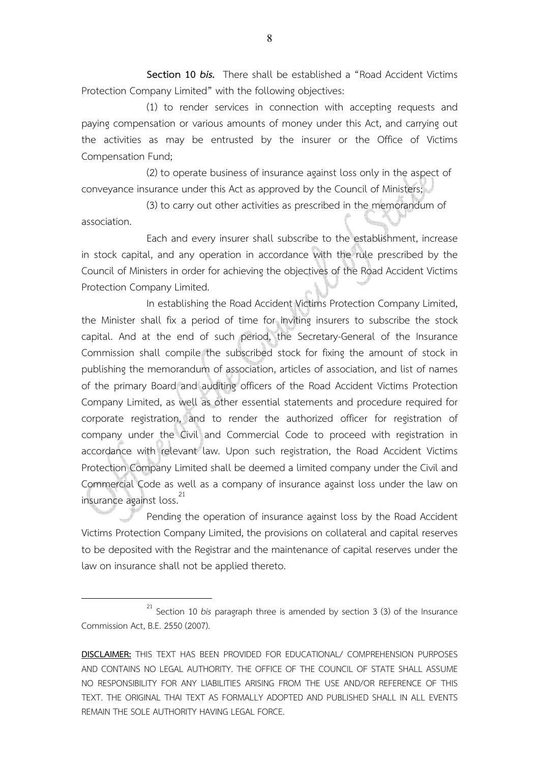**Section 10 *bis.*** There shall be established a "Road Accident Victims Protection Company Limited" with the following objectives:

(1) to render services in connection with accepting requests and paying compensation or various amounts of money under this Act, and carrying out the activities as may be entrusted by the insurer or the Office of Victims Compensation Fund;

(2) to operate business of insurance against loss only in the aspect of conveyance insurance under this Act as approved by the Council of Ministers;

(3) to carry out other activities as prescribed in the memorandum of association.

Each and every insurer shall subscribe to the establishment, increase in stock capital, and any operation in accordance with the rule prescribed by the Council of Ministers in order for achieving the objectives of the Road Accident Victims Protection Company Limited.

In establishing the Road Accident Victims Protection Company Limited, the Minister shall fix a period of time for inviting insurers to subscribe the stock capital. And at the end of such period, the Secretary-General of the Insurance Commission shall compile the subscribed stock for fixing the amount of stock in publishing the memorandum of association, articles of association, and list of names of the primary Board and auditing officers of the Road Accident Victims Protection Company Limited, as well as other essential statements and procedure required for corporate registration, and to render the authorized officer for registration of company under the Civil and Commercial Code to proceed with registration in accordance with relevant law. Upon such registration, the Road Accident Victims Protection Company Limited shall be deemed a limited company under the Civil and Commercial Code as well as a company of insurance against loss under the law on insurance against loss.[21]

Pending the operation of insurance against loss by the Road Accident Victims Protection Company Limited, the provisions on collateral and capital reserves to be deposited with the Registrar and the maintenance of capital reserves under the law on insurance shall not be applied thereto.

---

[21] Section 10 *bis* paragraph three is amended by section 3 (3) of the Insurance Commission Act, B.E. 2550 (2007).

**DISCLAIMER:** THIS TEXT HAS BEEN PROVIDED FOR EDUCATIONAL/ COMPREHENSION PURPOSES AND CONTAINS NO LEGAL AUTHORITY. THE OFFICE OF THE COUNCIL OF STATE SHALL ASSUME NO RESPONSIBILITY FOR ANY LIABILITIES ARISING FROM THE USE AND/OR REFERENCE OF THIS TEXT. THE ORIGINAL THAI TEXT AS FORMALLY ADOPTED AND PUBLISHED SHALL IN ALL EVENTS REMAIN THE SOLE AUTHORITY HAVING LEGAL FORCE.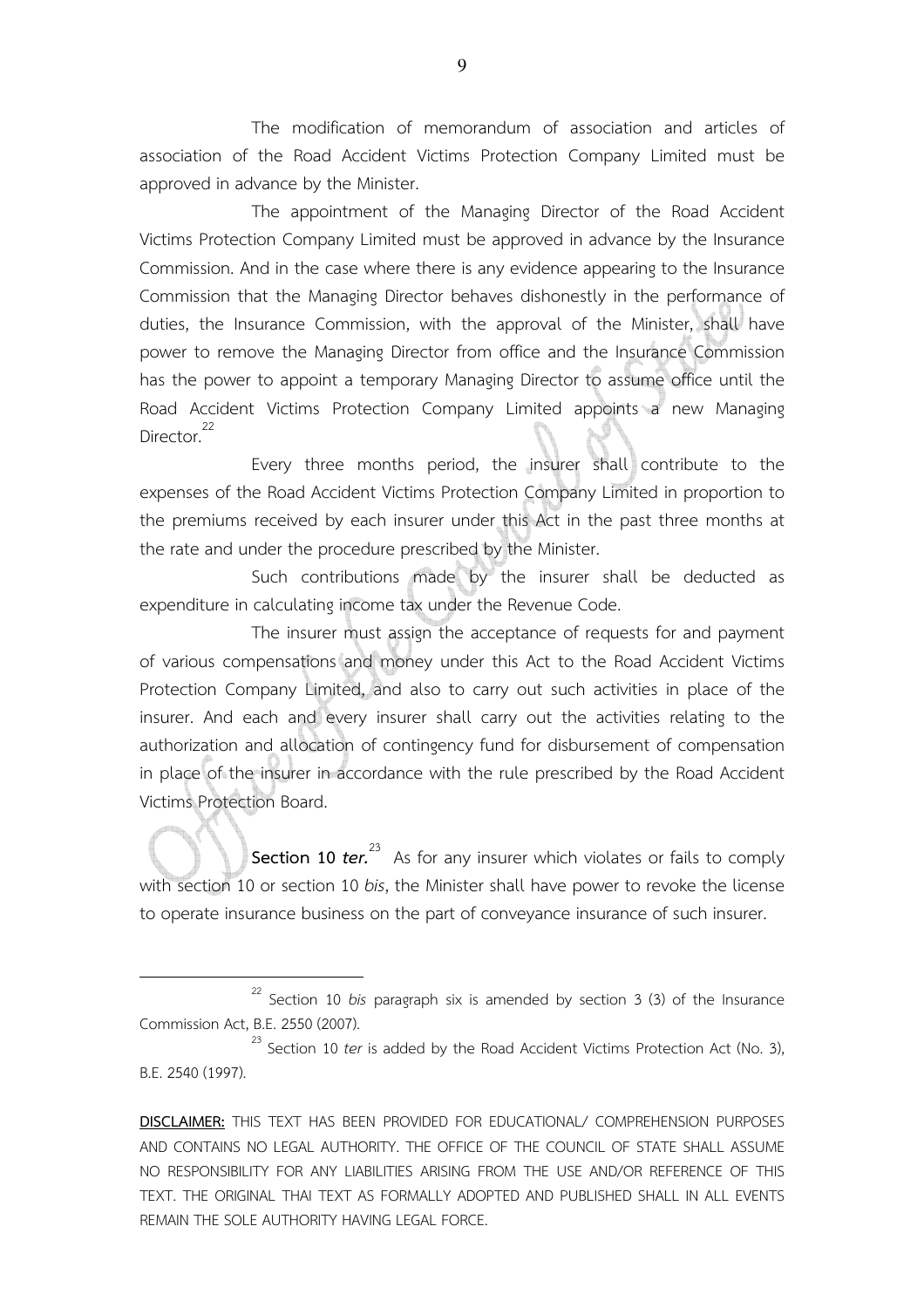The modification of memorandum of association and articles of association of the Road Accident Victims Protection Company Limited must be approved in advance by the Minister.

The appointment of the Managing Director of the Road Accident Victims Protection Company Limited must be approved in advance by the Insurance Commission. And in the case where there is any evidence appearing to the Insurance Commission that the Managing Director behaves dishonestly in the performance of duties, the Insurance Commission, with the approval of the Minister, shall have power to remove the Managing Director from office and the Insurance Commission has the power to appoint a temporary Managing Director to assume office until the Road Accident Victims Protection Company Limited appoints a new Managing Director.[22]

Every three months period, the insurer shall contribute to the expenses of the Road Accident Victims Protection Company Limited in proportion to the premiums received by each insurer under this Act in the past three months at the rate and under the procedure prescribed by the Minister.

Such contributions made by the insurer shall be deducted as expenditure in calculating income tax under the Revenue Code.

The insurer must assign the acceptance of requests for and payment of various compensations and money under this Act to the Road Accident Victims Protection Company Limited, and also to carry out such activities in place of the insurer. And each and every insurer shall carry out the activities relating to the authorization and allocation of contingency fund for disbursement of compensation in place of the insurer in accordance with the rule prescribed by the Road Accident Victims Protection Board.

**Section 10 *ter.***[23] As for any insurer which violates or fails to comply with section 10 or section 10 *bis*, the Minister shall have power to revoke the license to operate insurance business on the part of conveyance insurance of such insurer.

---

[22] Section 10 *bis* paragraph six is amended by section 3 (3) of the Insurance Commission Act, B.E. 2550 (2007).

[23] Section 10 *ter* is added by the Road Accident Victims Protection Act (No. 3), B.E. 2540 (1997).

**DISCLAIMER:** THIS TEXT HAS BEEN PROVIDED FOR EDUCATIONAL/ COMPREHENSION PURPOSES AND CONTAINS NO LEGAL AUTHORITY. THE OFFICE OF THE COUNCIL OF STATE SHALL ASSUME NO RESPONSIBILITY FOR ANY LIABILITIES ARISING FROM THE USE AND/OR REFERENCE OF THIS TEXT. THE ORIGINAL THAI TEXT AS FORMALLY ADOPTED AND PUBLISHED SHALL IN ALL EVENTS REMAIN THE SOLE AUTHORITY HAVING LEGAL FORCE.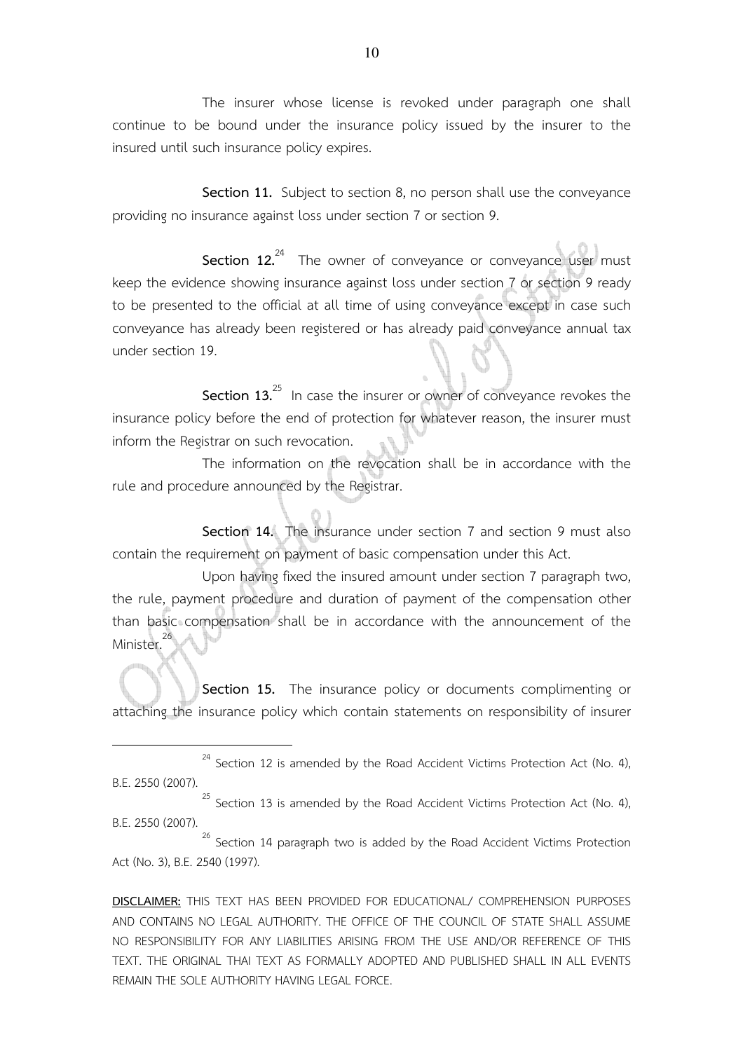The insurer whose license is revoked under paragraph one shall continue to be bound under the insurance policy issued by the insurer to the insured until such insurance policy expires.

**Section 11.** Subject to section 8, no person shall use the conveyance providing no insurance against loss under section 7 or section 9.

**Section 12.**[24] The owner of conveyance or conveyance user must keep the evidence showing insurance against loss under section 7 or section 9 ready to be presented to the official at all time of using conveyance except in case such conveyance has already been registered or has already paid conveyance annual tax under section 19.

**Section 13.**[25] In case the insurer or owner of conveyance revokes the insurance policy before the end of protection for whatever reason, the insurer must inform the Registrar on such revocation.

The information on the revocation shall be in accordance with the rule and procedure announced by the Registrar.

**Section 14.** The insurance under section 7 and section 9 must also contain the requirement on payment of basic compensation under this Act.

Upon having fixed the insured amount under section 7 paragraph two, the rule, payment procedure and duration of payment of the compensation other than basic compensation shall be in accordance with the announcement of the Minister.[26]

**Section 15.** The insurance policy or documents complimenting or attaching the insurance policy which contain statements on responsibility of insurer

---

[24] Section 12 is amended by the Road Accident Victims Protection Act (No. 4), B.E. 2550 (2007).

[25] Section 13 is amended by the Road Accident Victims Protection Act (No. 4), B.E. 2550 (2007).

[26] Section 14 paragraph two is added by the Road Accident Victims Protection Act (No. 3), B.E. 2540 (1997).

**DISCLAIMER:** THIS TEXT HAS BEEN PROVIDED FOR EDUCATIONAL/ COMPREHENSION PURPOSES AND CONTAINS NO LEGAL AUTHORITY. THE OFFICE OF THE COUNCIL OF STATE SHALL ASSUME NO RESPONSIBILITY FOR ANY LIABILITIES ARISING FROM THE USE AND/OR REFERENCE OF THIS TEXT. THE ORIGINAL THAI TEXT AS FORMALLY ADOPTED AND PUBLISHED SHALL IN ALL EVENTS REMAIN THE SOLE AUTHORITY HAVING LEGAL FORCE.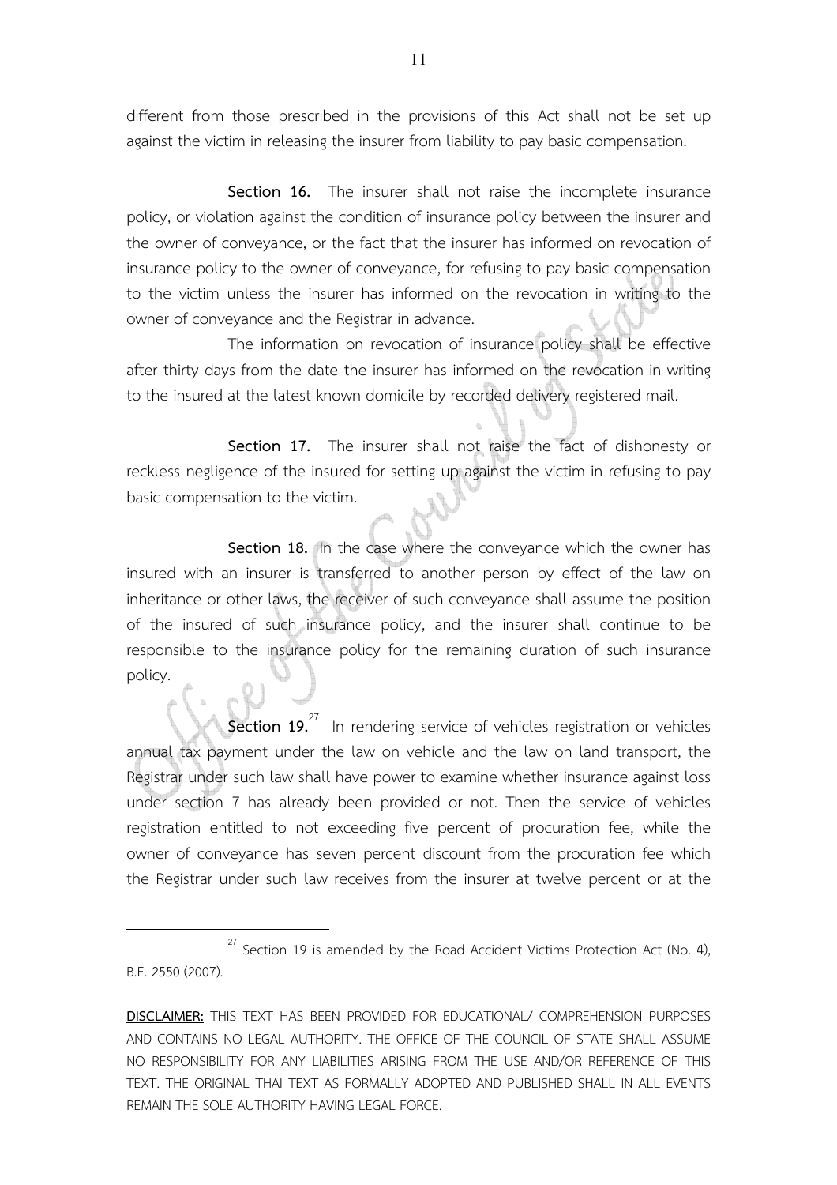different from those prescribed in the provisions of this Act shall not be set up against the victim in releasing the insurer from liability to pay basic compensation.

**Section 16.** The insurer shall not raise the incomplete insurance policy, or violation against the condition of insurance policy between the insurer and the owner of conveyance, or the fact that the insurer has informed on revocation of insurance policy to the owner of conveyance, for refusing to pay basic compensation to the victim unless the insurer has informed on the revocation in writing to the owner of conveyance and the Registrar in advance.

The information on revocation of insurance policy shall be effective after thirty days from the date the insurer has informed on the revocation in writing to the insured at the latest known domicile by recorded delivery registered mail.

**Section 17.** The insurer shall not raise the fact of dishonesty or reckless negligence of the insured for setting up against the victim in refusing to pay basic compensation to the victim.

**Section 18.** In the case where the conveyance which the owner has insured with an insurer is transferred to another person by effect of the law on inheritance or other laws, the receiver of such conveyance shall assume the position of the insured of such insurance policy, and the insurer shall continue to be responsible to the insurance policy for the remaining duration of such insurance policy.

**Section 19.**[27] In rendering service of vehicles registration or vehicles annual tax payment under the law on vehicle and the law on land transport, the Registrar under such law shall have power to examine whether insurance against loss under section 7 has already been provided or not. Then the service of vehicles registration entitled to not exceeding five percent of procuration fee, while the owner of conveyance has seven percent discount from the procuration fee which the Registrar under such law receives from the insurer at twelve percent or at the

---

[27] Section 19 is amended by the Road Accident Victims Protection Act (No. 4), B.E. 2550 (2007).

**DISCLAIMER:** THIS TEXT HAS BEEN PROVIDED FOR EDUCATIONAL/ COMPREHENSION PURPOSES AND CONTAINS NO LEGAL AUTHORITY. THE OFFICE OF THE COUNCIL OF STATE SHALL ASSUME NO RESPONSIBILITY FOR ANY LIABILITIES ARISING FROM THE USE AND/OR REFERENCE OF THIS TEXT. THE ORIGINAL THAI TEXT AS FORMALLY ADOPTED AND PUBLISHED SHALL IN ALL EVENTS REMAIN THE SOLE AUTHORITY HAVING LEGAL FORCE.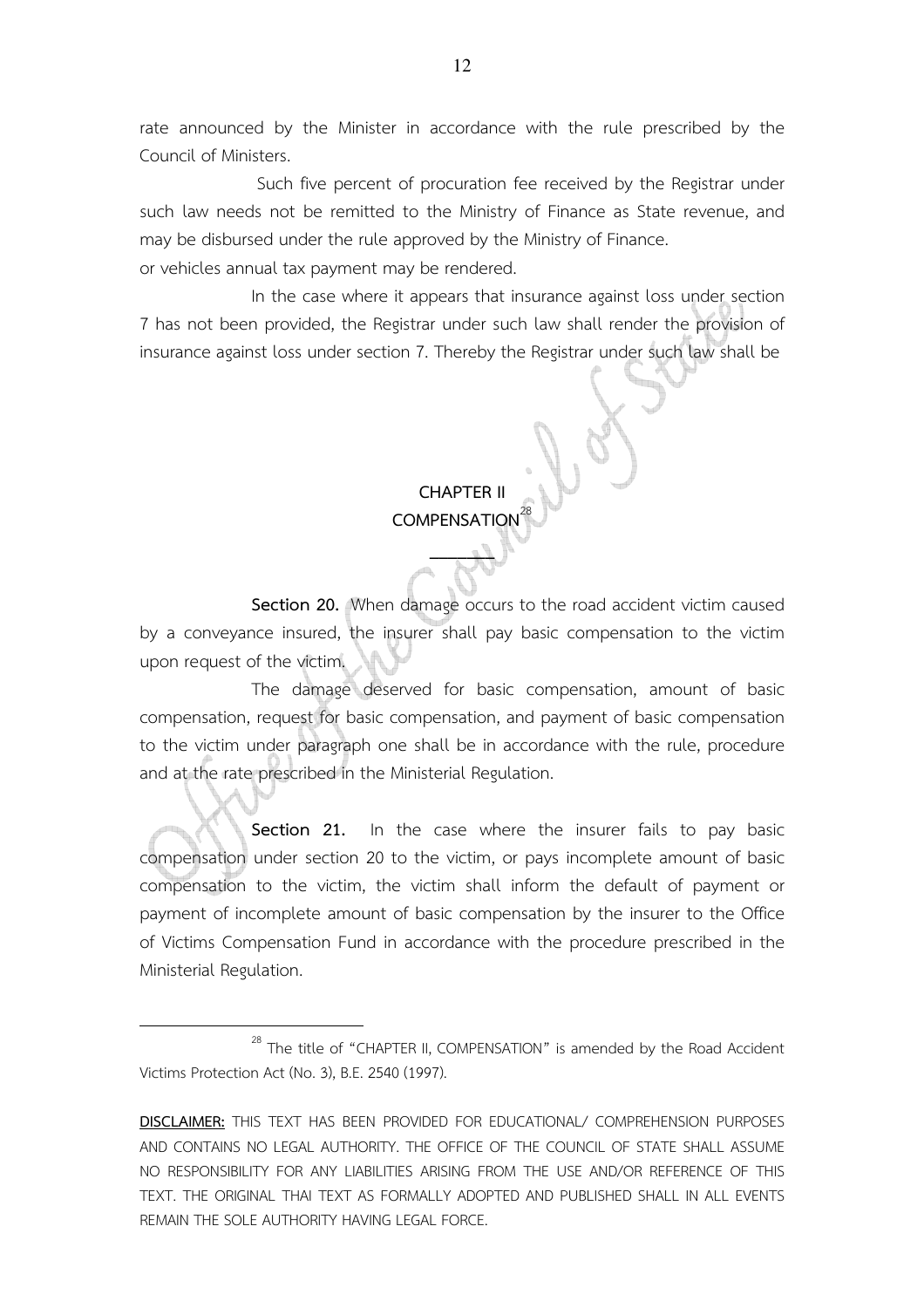rate announced by the Minister in accordance with the rule prescribed by the Council of Ministers.

Such five percent of procuration fee received by the Registrar under such law needs not be remitted to the Ministry of Finance as State revenue, and may be disbursed under the rule approved by the Ministry of Finance.
or vehicles annual tax payment may be rendered.

In the case where it appears that insurance against loss under section 7 has not been provided, the Registrar under such law shall render the provision of insurance against loss under section 7. Thereby the Registrar under such law shall be

## CHAPTER II
## COMPENSATION[28]

---

**Section 20.** When damage occurs to the road accident victim caused by a conveyance insured, the insurer shall pay basic compensation to the victim upon request of the victim.

The damage deserved for basic compensation, amount of basic compensation, request for basic compensation, and payment of basic compensation to the victim under paragraph one shall be in accordance with the rule, procedure and at the rate prescribed in the Ministerial Regulation.

**Section 21.** In the case where the insurer fails to pay basic compensation under section 20 to the victim, or pays incomplete amount of basic compensation to the victim, the victim shall inform the default of payment or payment of incomplete amount of basic compensation by the insurer to the Office of Victims Compensation Fund in accordance with the procedure prescribed in the Ministerial Regulation.

---

[28] The title of "CHAPTER II, COMPENSATION" is amended by the Road Accident Victims Protection Act (No. 3), B.E. 2540 (1997).

**DISCLAIMER:** THIS TEXT HAS BEEN PROVIDED FOR EDUCATIONAL/ COMPREHENSION PURPOSES AND CONTAINS NO LEGAL AUTHORITY. THE OFFICE OF THE COUNCIL OF STATE SHALL ASSUME NO RESPONSIBILITY FOR ANY LIABILITIES ARISING FROM THE USE AND/OR REFERENCE OF THIS TEXT. THE ORIGINAL THAI TEXT AS FORMALLY ADOPTED AND PUBLISHED SHALL IN ALL EVENTS REMAIN THE SOLE AUTHORITY HAVING LEGAL FORCE.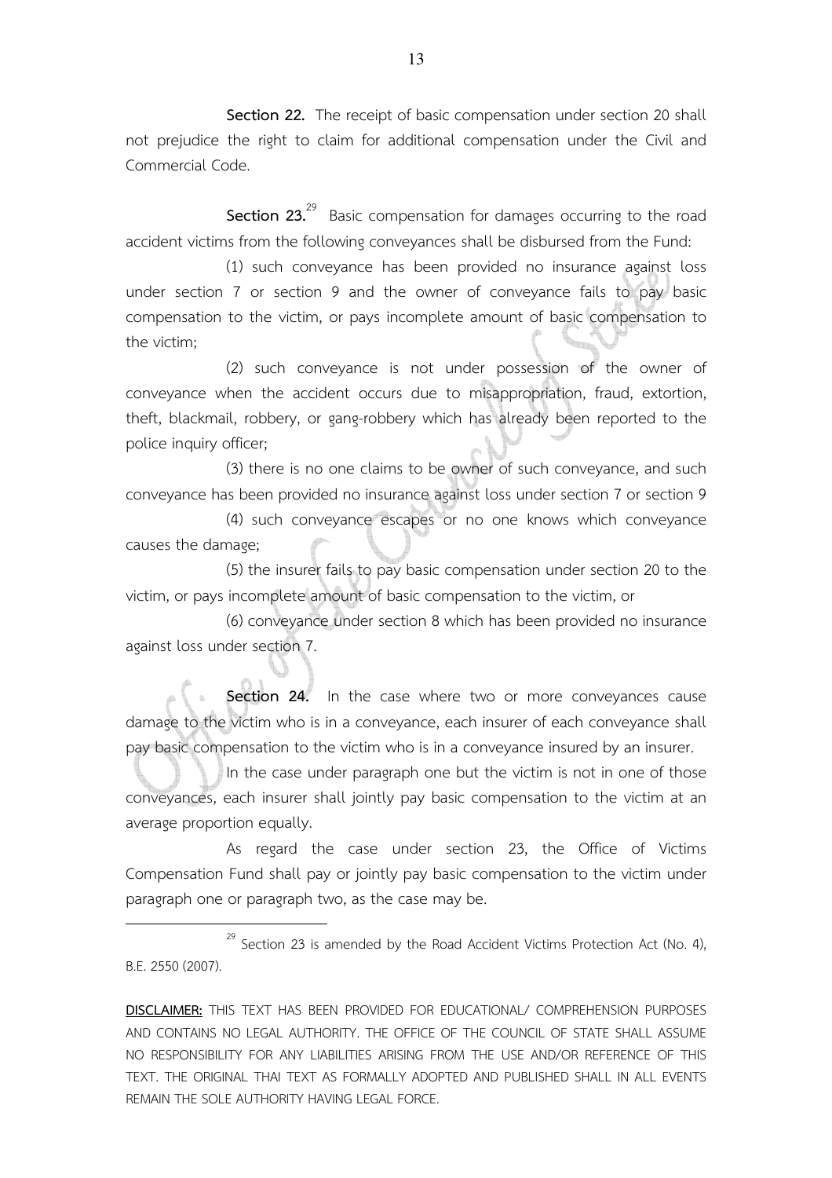**Section 22.** The receipt of basic compensation under section 20 shall not prejudice the right to claim for additional compensation under the Civil and Commercial Code.

**Section 23.**[29] Basic compensation for damages occurring to the road accident victims from the following conveyances shall be disbursed from the Fund:

(1) such conveyance has been provided no insurance against loss under section 7 or section 9 and the owner of conveyance fails to pay basic compensation to the victim, or pays incomplete amount of basic compensation to the victim;

(2) such conveyance is not under possession of the owner of conveyance when the accident occurs due to misappropriation, fraud, extortion, theft, blackmail, robbery, or gang-robbery which has already been reported to the police inquiry officer;

(3) there is no one claims to be owner of such conveyance, and such conveyance has been provided no insurance against loss under section 7 or section 9

(4) such conveyance escapes or no one knows which conveyance causes the damage;

(5) the insurer fails to pay basic compensation under section 20 to the victim, or pays incomplete amount of basic compensation to the victim, or

(6) conveyance under section 8 which has been provided no insurance against loss under section 7.

**Section 24.** In the case where two or more conveyances cause damage to the victim who is in a conveyance, each insurer of each conveyance shall pay basic compensation to the victim who is in a conveyance insured by an insurer.

In the case under paragraph one but the victim is not in one of those conveyances, each insurer shall jointly pay basic compensation to the victim at an average proportion equally.

As regard the case under section 23, the Office of Victims Compensation Fund shall pay or jointly pay basic compensation to the victim under paragraph one or paragraph two, as the case may be.

---

[29] Section 23 is amended by the Road Accident Victims Protection Act (No. 4), B.E. 2550 (2007).

**DISCLAIMER:** THIS TEXT HAS BEEN PROVIDED FOR EDUCATIONAL/ COMPREHENSION PURPOSES AND CONTAINS NO LEGAL AUTHORITY. THE OFFICE OF THE COUNCIL OF STATE SHALL ASSUME NO RESPONSIBILITY FOR ANY LIABILITIES ARISING FROM THE USE AND/OR REFERENCE OF THIS TEXT. THE ORIGINAL THAI TEXT AS FORMALLY ADOPTED AND PUBLISHED SHALL IN ALL EVENTS REMAIN THE SOLE AUTHORITY HAVING LEGAL FORCE.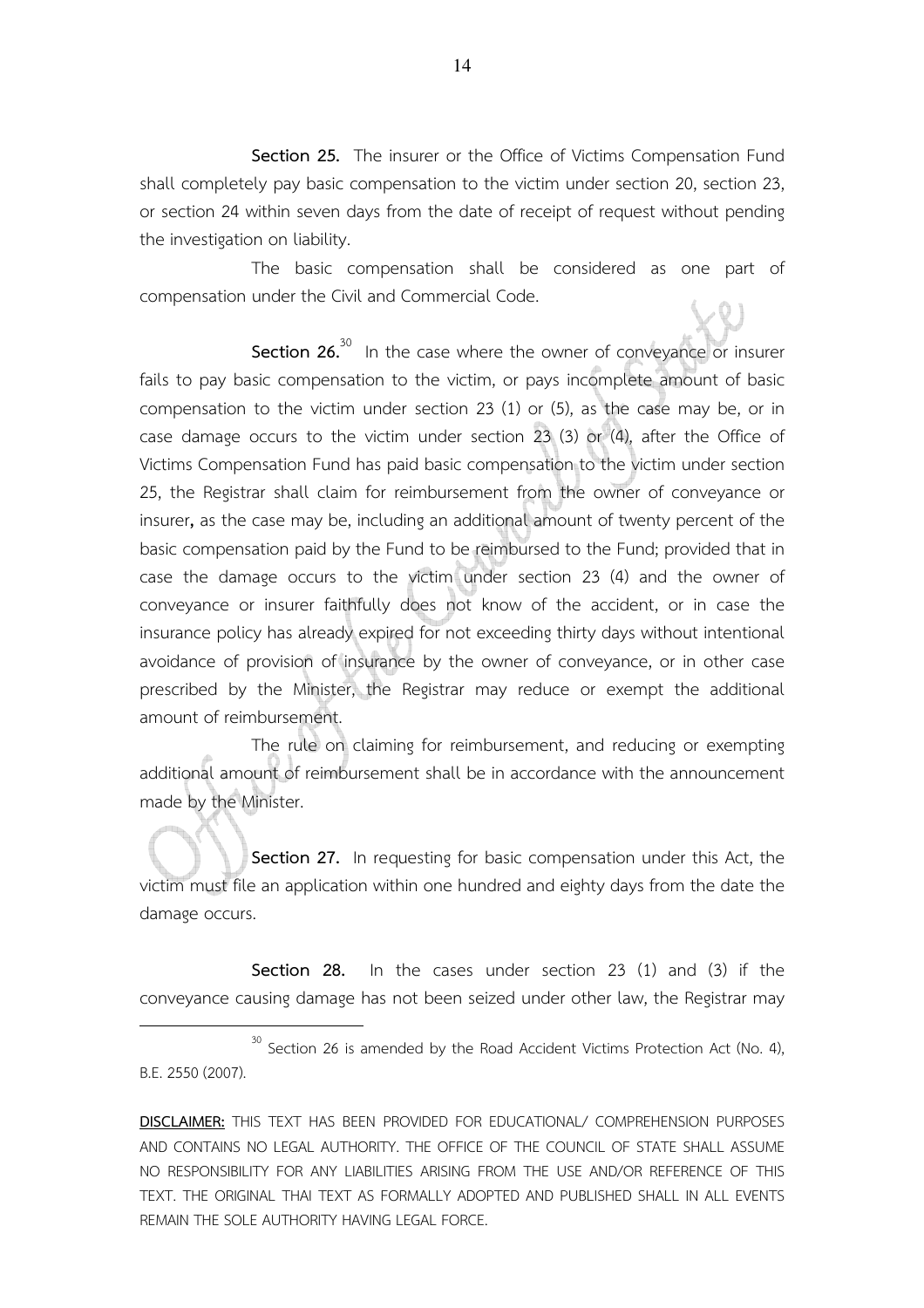**Section 25.** The insurer or the Office of Victims Compensation Fund shall completely pay basic compensation to the victim under section 20, section 23, or section 24 within seven days from the date of receipt of request without pending the investigation on liability.

The basic compensation shall be considered as one part of compensation under the Civil and Commercial Code.

**Section 26.**[30] In the case where the owner of conveyance or insurer fails to pay basic compensation to the victim, or pays incomplete amount of basic compensation to the victim under section 23 (1) or (5), as the case may be, or in case damage occurs to the victim under section 23 (3) or (4), after the Office of Victims Compensation Fund has paid basic compensation to the victim under section 25, the Registrar shall claim for reimbursement from the owner of conveyance or insurer**,** as the case may be, including an additional amount of twenty percent of the basic compensation paid by the Fund to be reimbursed to the Fund; provided that in case the damage occurs to the victim under section 23 (4) and the owner of conveyance or insurer faithfully does not know of the accident, or in case the insurance policy has already expired for not exceeding thirty days without intentional avoidance of provision of insurance by the owner of conveyance, or in other case prescribed by the Minister, the Registrar may reduce or exempt the additional amount of reimbursement.

The rule on claiming for reimbursement, and reducing or exempting additional amount of reimbursement shall be in accordance with the announcement made by the Minister.

**Section 27.** In requesting for basic compensation under this Act, the victim must file an application within one hundred and eighty days from the date the damage occurs.

**Section 28.** In the cases under section 23 (1) and (3) if the conveyance causing damage has not been seized under other law, the Registrar may

---

[30] Section 26 is amended by the Road Accident Victims Protection Act (No. 4), B.E. 2550 (2007).

**DISCLAIMER:** THIS TEXT HAS BEEN PROVIDED FOR EDUCATIONAL/ COMPREHENSION PURPOSES AND CONTAINS NO LEGAL AUTHORITY. THE OFFICE OF THE COUNCIL OF STATE SHALL ASSUME NO RESPONSIBILITY FOR ANY LIABILITIES ARISING FROM THE USE AND/OR REFERENCE OF THIS TEXT. THE ORIGINAL THAI TEXT AS FORMALLY ADOPTED AND PUBLISHED SHALL IN ALL EVENTS REMAIN THE SOLE AUTHORITY HAVING LEGAL FORCE.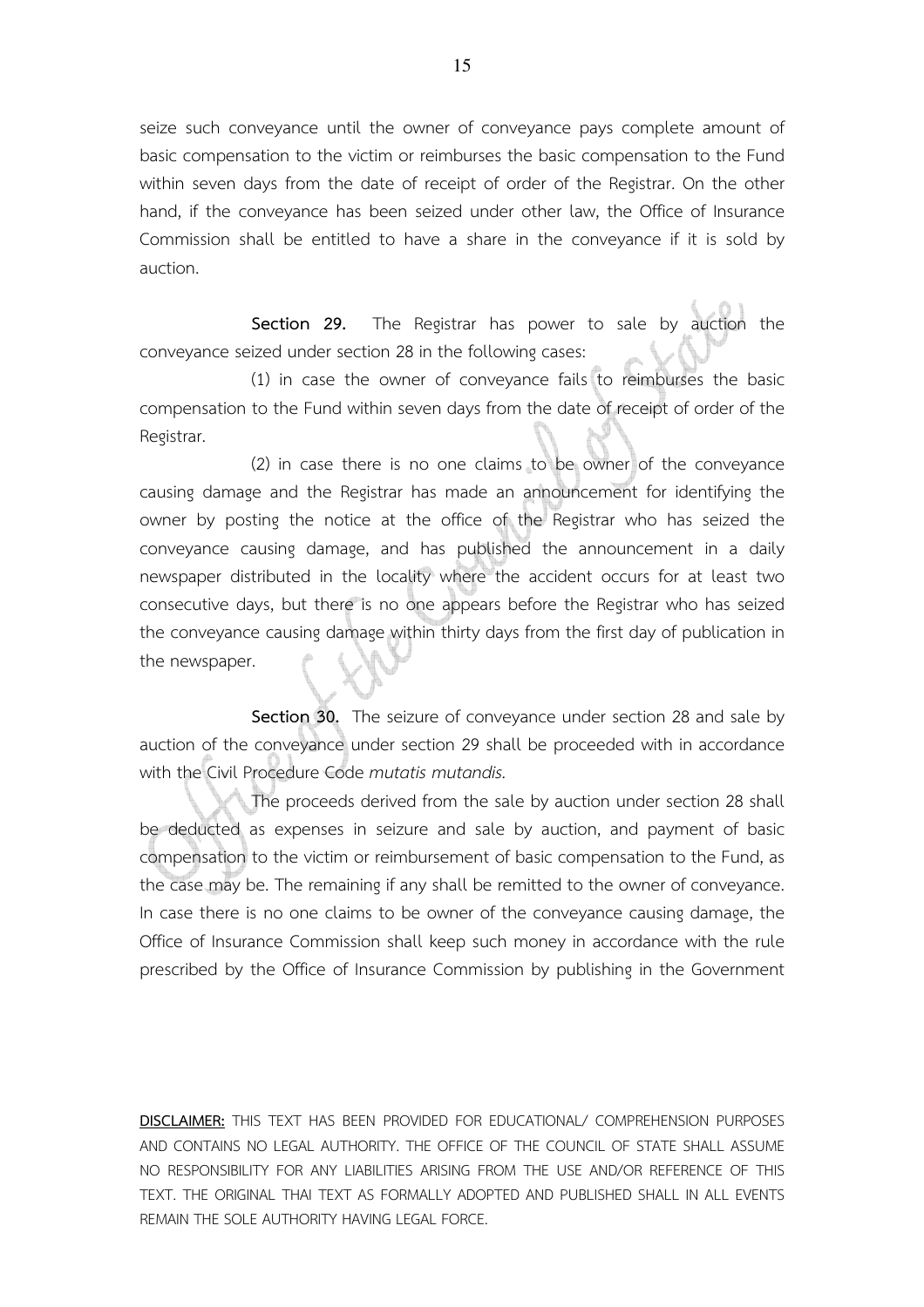seize such conveyance until the owner of conveyance pays complete amount of basic compensation to the victim or reimburses the basic compensation to the Fund within seven days from the date of receipt of order of the Registrar. On the other hand, if the conveyance has been seized under other law, the Office of Insurance Commission shall be entitled to have a share in the conveyance if it is sold by auction.

**Section 29.** The Registrar has power to sale by auction the conveyance seized under section 28 in the following cases:

(1) in case the owner of conveyance fails to reimburses the basic compensation to the Fund within seven days from the date of receipt of order of the Registrar.

(2) in case there is no one claims to be owner of the conveyance causing damage and the Registrar has made an announcement for identifying the owner by posting the notice at the office of the Registrar who has seized the conveyance causing damage, and has published the announcement in a daily newspaper distributed in the locality where the accident occurs for at least two consecutive days, but there is no one appears before the Registrar who has seized the conveyance causing damage within thirty days from the first day of publication in the newspaper.

**Section 30.** The seizure of conveyance under section 28 and sale by auction of the conveyance under section 29 shall be proceeded with in accordance with the Civil Procedure Code *mutatis mutandis.*

The proceeds derived from the sale by auction under section 28 shall be deducted as expenses in seizure and sale by auction, and payment of basic compensation to the victim or reimbursement of basic compensation to the Fund, as the case may be. The remaining if any shall be remitted to the owner of conveyance. In case there is no one claims to be owner of the conveyance causing damage, the Office of Insurance Commission shall keep such money in accordance with the rule prescribed by the Office of Insurance Commission by publishing in the Government

**DISCLAIMER:** THIS TEXT HAS BEEN PROVIDED FOR EDUCATIONAL/ COMPREHENSION PURPOSES AND CONTAINS NO LEGAL AUTHORITY. THE OFFICE OF THE COUNCIL OF STATE SHALL ASSUME NO RESPONSIBILITY FOR ANY LIABILITIES ARISING FROM THE USE AND/OR REFERENCE OF THIS TEXT. THE ORIGINAL THAI TEXT AS FORMALLY ADOPTED AND PUBLISHED SHALL IN ALL EVENTS REMAIN THE SOLE AUTHORITY HAVING LEGAL FORCE.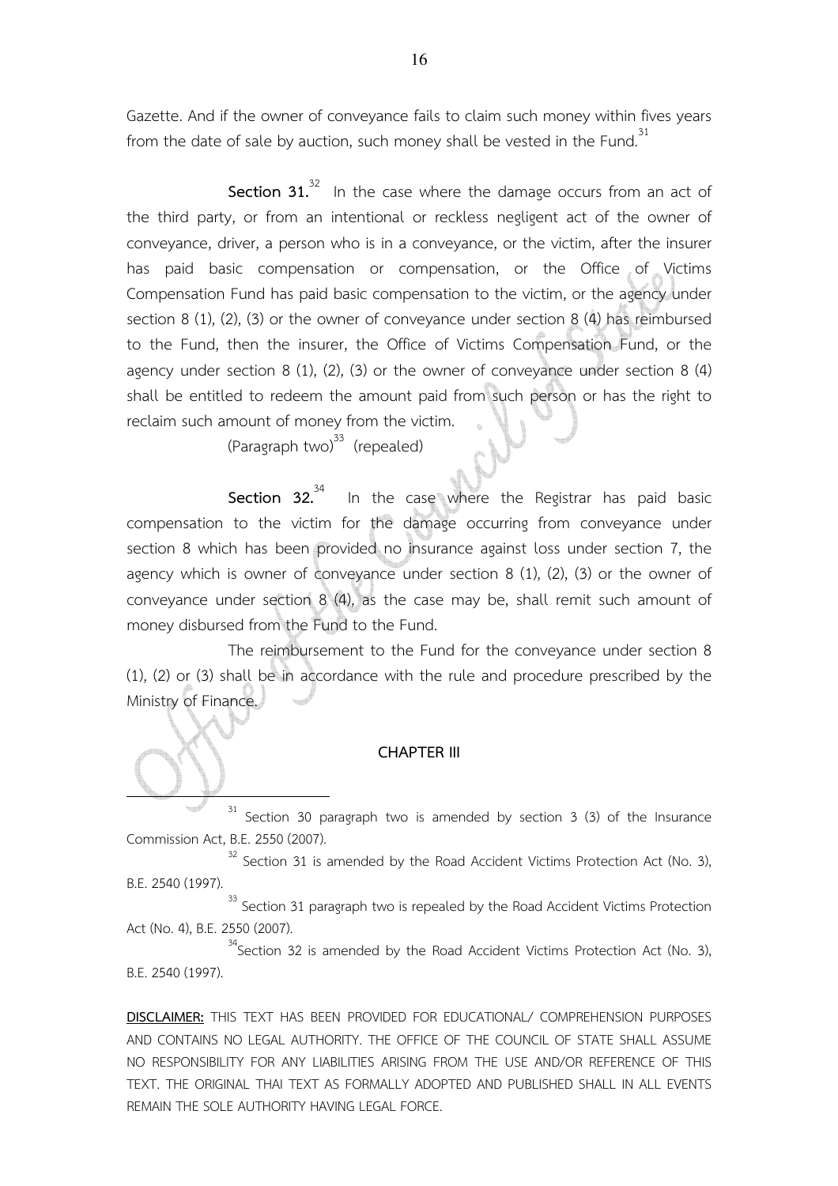Gazette. And if the owner of conveyance fails to claim such money within fives years from the date of sale by auction, such money shall be vested in the Fund.[31]

**Section 31.**[32] In the case where the damage occurs from an act of the third party, or from an intentional or reckless negligent act of the owner of conveyance, driver, a person who is in a conveyance, or the victim, after the insurer has paid basic compensation or compensation, or the Office of Victims Compensation Fund has paid basic compensation to the victim, or the agency under section 8 (1), (2), (3) or the owner of conveyance under section 8 (4) has reimbursed to the Fund, then the insurer, the Office of Victims Compensation Fund, or the agency under section 8 (1), (2), (3) or the owner of conveyance under section 8 (4) shall be entitled to redeem the amount paid from such person or has the right to reclaim such amount of money from the victim.

(Paragraph two)[33] (repealed)

**Section 32.**[34] In the case where the Registrar has paid basic compensation to the victim for the damage occurring from conveyance under section 8 which has been provided no insurance against loss under section 7, the agency which is owner of conveyance under section 8 (1), (2), (3) or the owner of conveyance under section 8 (4), as the case may be, shall remit such amount of money disbursed from the Fund to the Fund.

The reimbursement to the Fund for the conveyance under section 8 (1), (2) or (3) shall be in accordance with the rule and procedure prescribed by the Ministry of Finance.

## CHAPTER III

---

[31] Section 30 paragraph two is amended by section 3 (3) of the Insurance Commission Act, B.E. 2550 (2007).

[32] Section 31 is amended by the Road Accident Victims Protection Act (No. 3), B.E. 2540 (1997).

[33] Section 31 paragraph two is repealed by the Road Accident Victims Protection Act (No. 4), B.E. 2550 (2007).

[34] Section 32 is amended by the Road Accident Victims Protection Act (No. 3), B.E. 2540 (1997).

**DISCLAIMER:** THIS TEXT HAS BEEN PROVIDED FOR EDUCATIONAL/ COMPREHENSION PURPOSES AND CONTAINS NO LEGAL AUTHORITY. THE OFFICE OF THE COUNCIL OF STATE SHALL ASSUME NO RESPONSIBILITY FOR ANY LIABILITIES ARISING FROM THE USE AND/OR REFERENCE OF THIS TEXT. THE ORIGINAL THAI TEXT AS FORMALLY ADOPTED AND PUBLISHED SHALL IN ALL EVENTS REMAIN THE SOLE AUTHORITY HAVING LEGAL FORCE.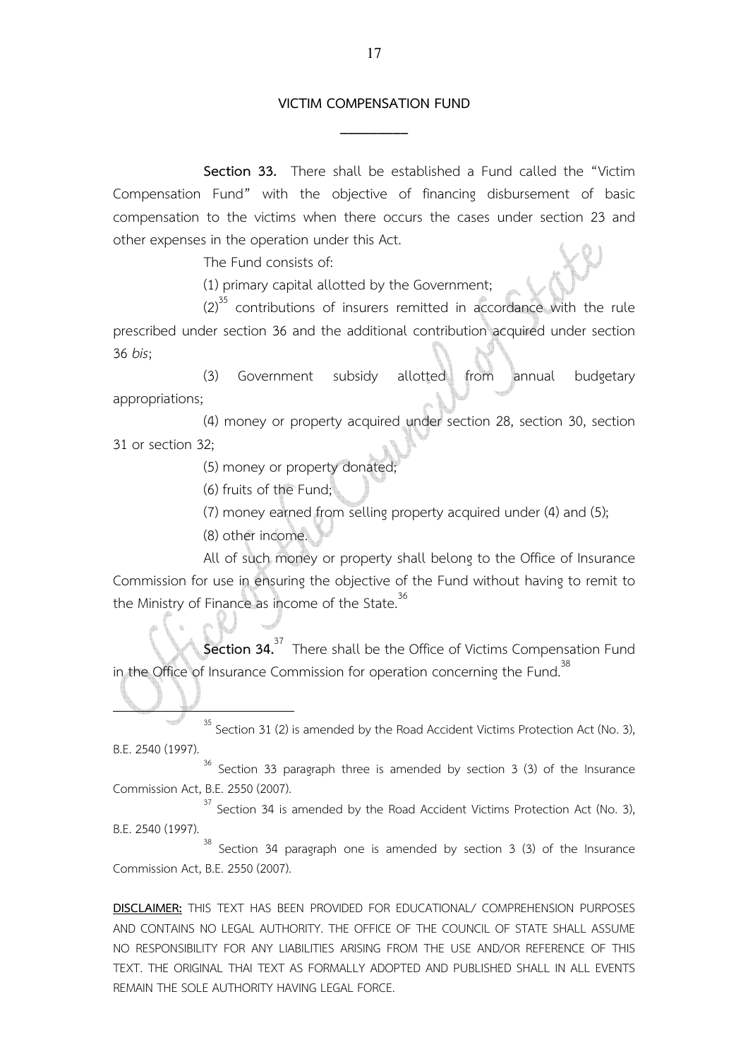## VICTIM COMPENSATION FUND

**Section 33.** There shall be established a Fund called the "Victim Compensation Fund" with the objective of financing disbursement of basic compensation to the victims when there occurs the cases under section 23 and other expenses in the operation under this Act.

The Fund consists of:

(1) primary capital allotted by the Government;

(2)[35] contributions of insurers remitted in accordance with the rule prescribed under section 36 and the additional contribution acquired under section 36 *bis*;

(3) Government subsidy allotted from annual budgetary appropriations;

(4) money or property acquired under section 28, section 30, section 31 or section 32;

(5) money or property donated;

(6) fruits of the Fund;

(7) money earned from selling property acquired under (4) and (5);

(8) other income.

All of such money or property shall belong to the Office of Insurance Commission for use in ensuring the objective of the Fund without having to remit to the Ministry of Finance as income of the State.[36]

**Section 34.**[37] There shall be the Office of Victims Compensation Fund in the Office of Insurance Commission for operation concerning the Fund.[38]

---

[35] Section 31 (2) is amended by the Road Accident Victims Protection Act (No. 3), B.E. 2540 (1997).

[36] Section 33 paragraph three is amended by section 3 (3) of the Insurance Commission Act, B.E. 2550 (2007).

[37] Section 34 is amended by the Road Accident Victims Protection Act (No. 3), B.E. 2540 (1997).

[38] Section 34 paragraph one is amended by section 3 (3) of the Insurance Commission Act, B.E. 2550 (2007).

**DISCLAIMER:** THIS TEXT HAS BEEN PROVIDED FOR EDUCATIONAL/ COMPREHENSION PURPOSES AND CONTAINS NO LEGAL AUTHORITY. THE OFFICE OF THE COUNCIL OF STATE SHALL ASSUME NO RESPONSIBILITY FOR ANY LIABILITIES ARISING FROM THE USE AND/OR REFERENCE OF THIS TEXT. THE ORIGINAL THAI TEXT AS FORMALLY ADOPTED AND PUBLISHED SHALL IN ALL EVENTS REMAIN THE SOLE AUTHORITY HAVING LEGAL FORCE.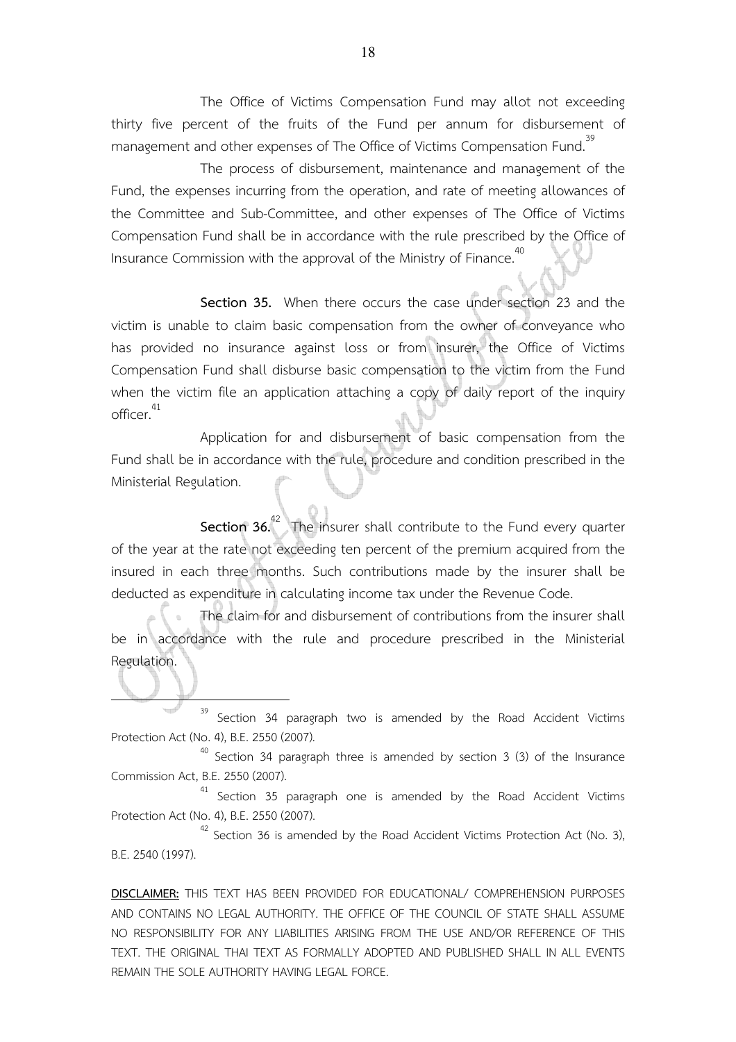The Office of Victims Compensation Fund may allot not exceeding thirty five percent of the fruits of the Fund per annum for disbursement of management and other expenses of The Office of Victims Compensation Fund.[39]

The process of disbursement, maintenance and management of the Fund, the expenses incurring from the operation, and rate of meeting allowances of the Committee and Sub-Committee, and other expenses of The Office of Victims Compensation Fund shall be in accordance with the rule prescribed by the Office of Insurance Commission with the approval of the Ministry of Finance.[40]

**Section 35.** When there occurs the case under section 23 and the victim is unable to claim basic compensation from the owner of conveyance who has provided no insurance against loss or from insurer, the Office of Victims Compensation Fund shall disburse basic compensation to the victim from the Fund when the victim file an application attaching a copy of daily report of the inquiry officer.[41]

Application for and disbursement of basic compensation from the Fund shall be in accordance with the rule, procedure and condition prescribed in the Ministerial Regulation.

**Section 36.**[42] The insurer shall contribute to the Fund every quarter of the year at the rate not exceeding ten percent of the premium acquired from the insured in each three months. Such contributions made by the insurer shall be deducted as expenditure in calculating income tax under the Revenue Code.

The claim for and disbursement of contributions from the insurer shall be in accordance with the rule and procedure prescribed in the Ministerial Regulation.

---

[39] Section 34 paragraph two is amended by the Road Accident Victims Protection Act (No. 4), B.E. 2550 (2007).

[40] Section 34 paragraph three is amended by section 3 (3) of the Insurance Commission Act, B.E. 2550 (2007).

[41] Section 35 paragraph one is amended by the Road Accident Victims Protection Act (No. 4), B.E. 2550 (2007).

[42] Section 36 is amended by the Road Accident Victims Protection Act (No. 3), B.E. 2540 (1997).

**DISCLAIMER:** THIS TEXT HAS BEEN PROVIDED FOR EDUCATIONAL/ COMPREHENSION PURPOSES AND CONTAINS NO LEGAL AUTHORITY. THE OFFICE OF THE COUNCIL OF STATE SHALL ASSUME NO RESPONSIBILITY FOR ANY LIABILITIES ARISING FROM THE USE AND/OR REFERENCE OF THIS TEXT. THE ORIGINAL THAI TEXT AS FORMALLY ADOPTED AND PUBLISHED SHALL IN ALL EVENTS REMAIN THE SOLE AUTHORITY HAVING LEGAL FORCE.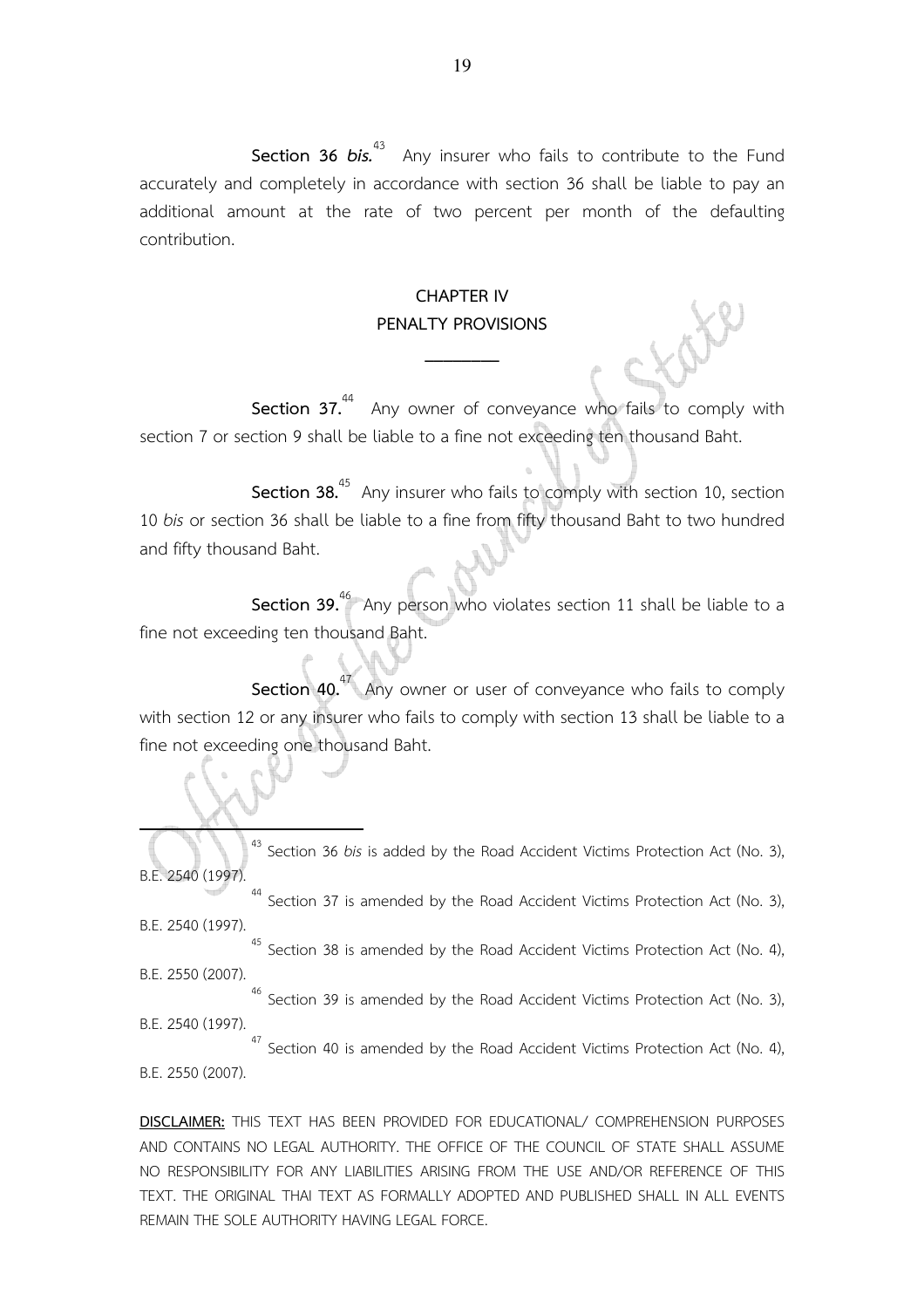**Section 36 *bis.***[43] Any insurer who fails to contribute to the Fund accurately and completely in accordance with section 36 shall be liable to pay an additional amount at the rate of two percent per month of the defaulting contribution.

## CHAPTER IV
## PENALTY PROVISIONS

---

**Section 37.**[44] Any owner of conveyance who fails to comply with section 7 or section 9 shall be liable to a fine not exceeding ten thousand Baht.

**Section 38.**[45] Any insurer who fails to comply with section 10, section 10 *bis* or section 36 shall be liable to a fine from fifty thousand Baht to two hundred and fifty thousand Baht.

**Section 39.**[46] Any person who violates section 11 shall be liable to a fine not exceeding ten thousand Baht.

**Section 40.**[47] Any owner or user of conveyance who fails to comply with section 12 or any insurer who fails to comply with section 13 shall be liable to a fine not exceeding one thousand Baht.

---

[43] Section 36 *bis* is added by the Road Accident Victims Protection Act (No. 3), B.E. 2540 (1997).

[44] Section 37 is amended by the Road Accident Victims Protection Act (No. 3), B.E. 2540 (1997).

[45] Section 38 is amended by the Road Accident Victims Protection Act (No. 4), B.E. 2550 (2007).

[46] Section 39 is amended by the Road Accident Victims Protection Act (No. 3), B.E. 2540 (1997).

[47] Section 40 is amended by the Road Accident Victims Protection Act (No. 4), B.E. 2550 (2007).

**DISCLAIMER:** THIS TEXT HAS BEEN PROVIDED FOR EDUCATIONAL/ COMPREHENSION PURPOSES AND CONTAINS NO LEGAL AUTHORITY. THE OFFICE OF THE COUNCIL OF STATE SHALL ASSUME NO RESPONSIBILITY FOR ANY LIABILITIES ARISING FROM THE USE AND/OR REFERENCE OF THIS TEXT. THE ORIGINAL THAI TEXT AS FORMALLY ADOPTED AND PUBLISHED SHALL IN ALL EVENTS REMAIN THE SOLE AUTHORITY HAVING LEGAL FORCE.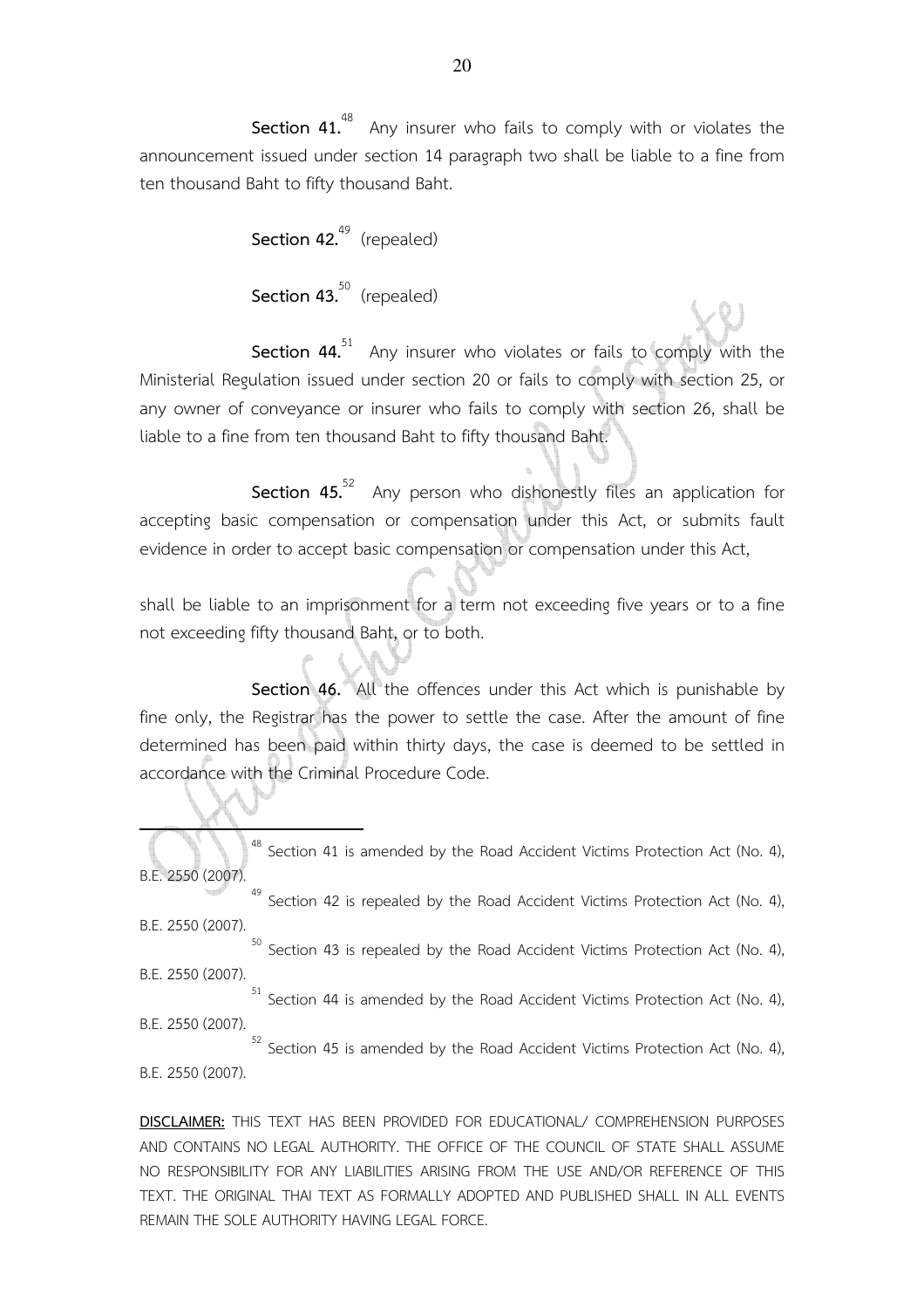**Section 41.**[48] Any insurer who fails to comply with or violates the announcement issued under section 14 paragraph two shall be liable to a fine from ten thousand Baht to fifty thousand Baht.

**Section 42.**[49] (repealed)

**Section 43.**[50] (repealed)

**Section 44.**[51] Any insurer who violates or fails to comply with the Ministerial Regulation issued under section 20 or fails to comply with section 25, or any owner of conveyance or insurer who fails to comply with section 26, shall be liable to a fine from ten thousand Baht to fifty thousand Baht.

**Section 45.**[52] Any person who dishonestly files an application for accepting basic compensation or compensation under this Act, or submits fault evidence in order to accept basic compensation or compensation under this Act,

shall be liable to an imprisonment for a term not exceeding five years or to a fine not exceeding fifty thousand Baht, or to both.

**Section 46.** All the offences under this Act which is punishable by fine only, the Registrar has the power to settle the case. After the amount of fine determined has been paid within thirty days, the case is deemed to be settled in accordance with the Criminal Procedure Code.

---

[48] Section 41 is amended by the Road Accident Victims Protection Act (No. 4), B.E. 2550 (2007).

[49] Section 42 is repealed by the Road Accident Victims Protection Act (No. 4), B.E. 2550 (2007).

[50] Section 43 is repealed by the Road Accident Victims Protection Act (No. 4), B.E. 2550 (2007).

[51] Section 44 is amended by the Road Accident Victims Protection Act (No. 4), B.E. 2550 (2007).

[52] Section 45 is amended by the Road Accident Victims Protection Act (No. 4), B.E. 2550 (2007).

**DISCLAIMER:** THIS TEXT HAS BEEN PROVIDED FOR EDUCATIONAL/ COMPREHENSION PURPOSES AND CONTAINS NO LEGAL AUTHORITY. THE OFFICE OF THE COUNCIL OF STATE SHALL ASSUME NO RESPONSIBILITY FOR ANY LIABILITIES ARISING FROM THE USE AND/OR REFERENCE OF THIS TEXT. THE ORIGINAL THAI TEXT AS FORMALLY ADOPTED AND PUBLISHED SHALL IN ALL EVENTS REMAIN THE SOLE AUTHORITY HAVING LEGAL FORCE.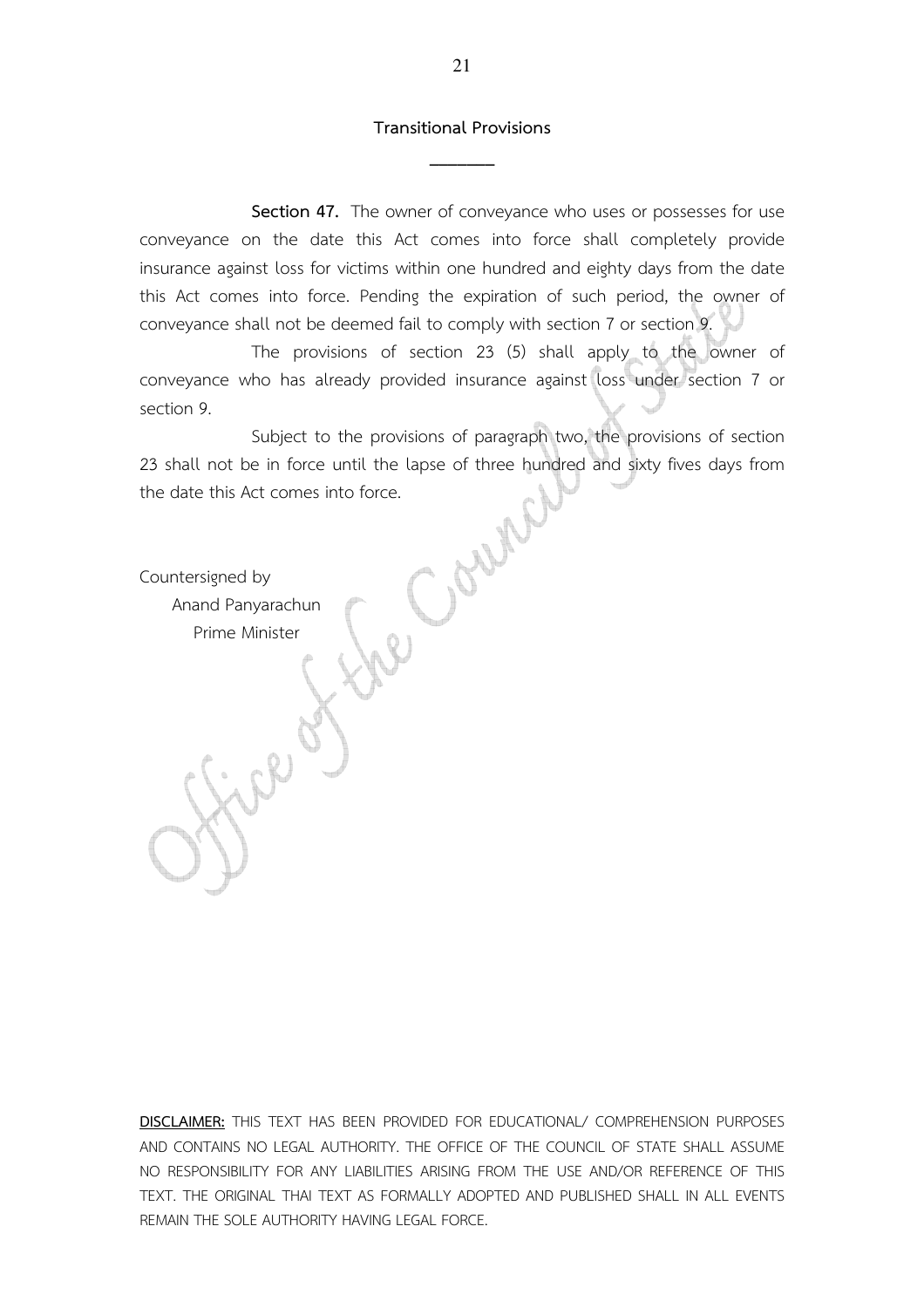## Transitional Provisions

---

**Section 47.** The owner of conveyance who uses or possesses for use conveyance on the date this Act comes into force shall completely provide insurance against loss for victims within one hundred and eighty days from the date this Act comes into force. Pending the expiration of such period, the owner of conveyance shall not be deemed fail to comply with section 7 or section 9.

The provisions of section 23 (5) shall apply to the owner of conveyance who has already provided insurance against loss under section 7 or section 9.

Subject to the provisions of paragraph two, the provisions of section 23 shall not be in force until the lapse of three hundred and sixty fives days from the date this Act comes into force.

Countersigned by
Anand Panyarachun
Prime Minister

**DISCLAIMER:** THIS TEXT HAS BEEN PROVIDED FOR EDUCATIONAL/ COMPREHENSION PURPOSES AND CONTAINS NO LEGAL AUTHORITY. THE OFFICE OF THE COUNCIL OF STATE SHALL ASSUME NO RESPONSIBILITY FOR ANY LIABILITIES ARISING FROM THE USE AND/OR REFERENCE OF THIS TEXT. THE ORIGINAL THAI TEXT AS FORMALLY ADOPTED AND PUBLISHED SHALL IN ALL EVENTS REMAIN THE SOLE AUTHORITY HAVING LEGAL FORCE.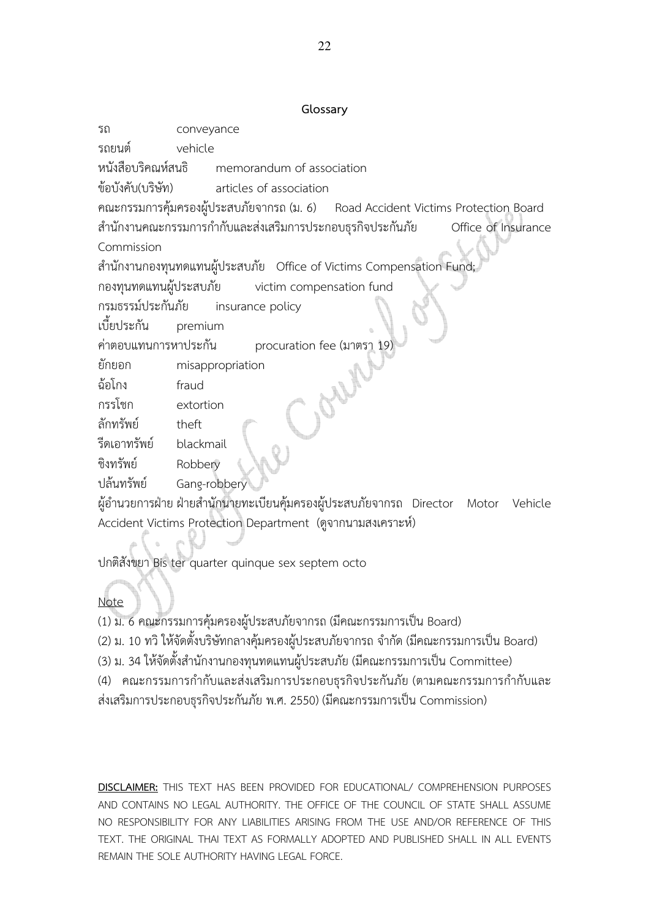**Glossary**

รถ conveyance

รถยนต์ vehicle

หนังสือบริคณห์สนธิ memorandum of association

ข้อบังคับ(บริษัท) articles of association

คณะกรรมการคุ้มครองผู้ประสบภัยจากรถ (ม. 6) Road Accident Victims Protection Board

สำนักงานคณะกรรมการกำกับและส่งเสริมการประกอบธุรกิจประกันภัย Office of Insurance Commission

สำนักงานกองทุนทดแทนผู้ประสบภัย Office of Victims Compensation Fund;

กองทุนทดแทนผู้ประสบภัย victim compensation fund

กรมธรรม์ประกันภัย insurance policy

เบี้ยประกัน premium

ค่าตอบแทนการหาประกัน procuration fee (มาตรา 19)

ยักยอก misappropriation

ฉ้อโกง fraud

กรรโชก extortion

ลักทรัพย์ theft

รีดเอาทรัพย์ blackmail

ชิงทรัพย์ Robbery

ปล้นทรัพย์ Gang-robbery

ผู้อำนวยการฝ่าย ฝ่ายสำนักนายทะเบียนคุ้มครองผู้ประสบภัยจากรถ Director Motor Vehicle Accident Victims Protection Department (ดูจากนามสงเคราะห์)

ปกติสังขยา Bis ter quarter quinque sex septem octo

Note

(1) ม. 6 คณะกรรมการคุ้มครองผู้ประสบภัยจากรถ (มีคณะกรรมการเป็น Board)

(2) ม. 10 ทวิ ให้จัดตั้งบริษัทกลางคุ้มครองผู้ประสบภัยจากรถ จำกัด (มีคณะกรรมการเป็น Board)

(3) ม. 34 ให้จัดตั้งสำนักงานกองทุนทดแทนผู้ประสบภัย (มีคณะกรรมการเป็น Committee)

(4) คณะกรรมการกำกับและส่งเสริมการประกอบธุรกิจประกันภัย (ตามคณะกรรมการกำกับและส่งเสริมการประกอบธุรกิจประกันภัย พ.ศ. 2550) (มีคณะกรรมการเป็น Commission)

**DISCLAIMER:** THIS TEXT HAS BEEN PROVIDED FOR EDUCATIONAL/ COMPREHENSION PURPOSES AND CONTAINS NO LEGAL AUTHORITY. THE OFFICE OF THE COUNCIL OF STATE SHALL ASSUME NO RESPONSIBILITY FOR ANY LIABILITIES ARISING FROM THE USE AND/OR REFERENCE OF THIS TEXT. THE ORIGINAL THAI TEXT AS FORMALLY ADOPTED AND PUBLISHED SHALL IN ALL EVENTS REMAIN THE SOLE AUTHORITY HAVING LEGAL FORCE.